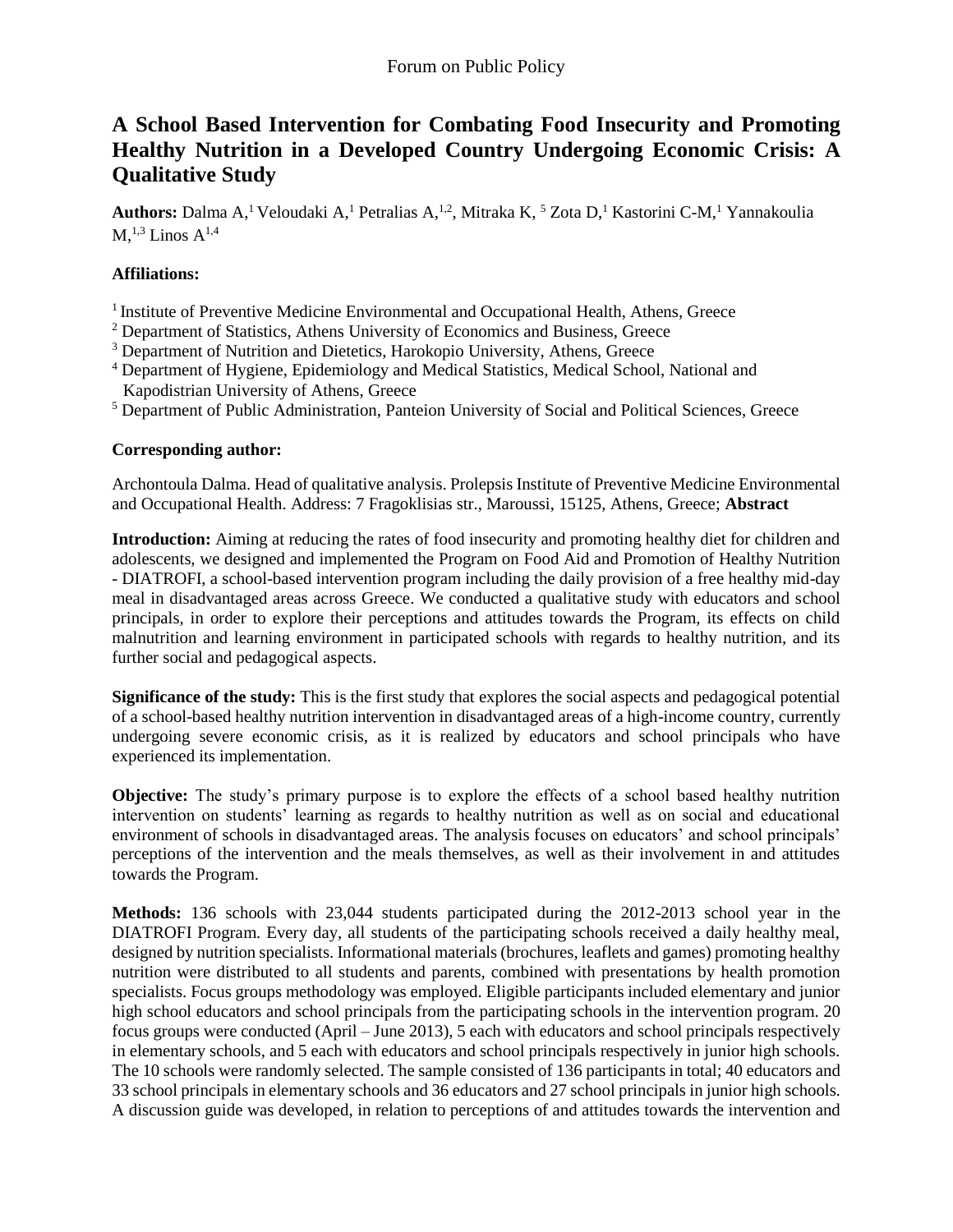Forum on Public Policy

# A School Based Intervention for Combating Food Insecurity and Promoting Healthy Nutrition in a Developed Country Undergoing Economic Crisis: A Qualitative Study

**Authors:** Dalma A,[1] Veloudaki A,[1] Petralias A,[1,2], Mitraka K, [5] Zota D,[1] Kastorini C-M,[1] Yannakoulia M,[1,3] Linos A[1,4]

**Affiliations:**

[1] Institute of Preventive Medicine Environmental and Occupational Health, Athens, Greece
[2] Department of Statistics, Athens University of Economics and Business, Greece
[3] Department of Nutrition and Dietetics, Harokopio University, Athens, Greece
[4] Department of Hygiene, Epidemiology and Medical Statistics, Medical School, National and Kapodistrian University of Athens, Greece
[5] Department of Public Administration, Panteion University of Social and Political Sciences, Greece

**Corresponding author:**

Archontoula Dalma. Head of qualitative analysis. Prolepsis Institute of Preventive Medicine Environmental and Occupational Health. Address: 7 Fragoklisias str., Maroussi, 15125, Athens, Greece; **Abstract**

**Introduction:** Aiming at reducing the rates of food insecurity and promoting healthy diet for children and adolescents, we designed and implemented the Program on Food Aid and Promotion of Healthy Nutrition - DIATROFI, a school-based intervention program including the daily provision of a free healthy mid-day meal in disadvantaged areas across Greece. We conducted a qualitative study with educators and school principals, in order to explore their perceptions and attitudes towards the Program, its effects on child malnutrition and learning environment in participated schools with regards to healthy nutrition, and its further social and pedagogical aspects.

**Significance of the study:** This is the first study that explores the social aspects and pedagogical potential of a school-based healthy nutrition intervention in disadvantaged areas of a high-income country, currently undergoing severe economic crisis, as it is realized by educators and school principals who have experienced its implementation.

**Objective:** The study's primary purpose is to explore the effects of a school based healthy nutrition intervention on students' learning as regards to healthy nutrition as well as on social and educational environment of schools in disadvantaged areas. The analysis focuses on educators' and school principals' perceptions of the intervention and the meals themselves, as well as their involvement in and attitudes towards the Program.

**Methods:** 136 schools with 23,044 students participated during the 2012-2013 school year in the DIATROFI Program. Every day, all students of the participating schools received a daily healthy meal, designed by nutrition specialists. Informational materials (brochures, leaflets and games) promoting healthy nutrition were distributed to all students and parents, combined with presentations by health promotion specialists. Focus groups methodology was employed. Eligible participants included elementary and junior high school educators and school principals from the participating schools in the intervention program. 20 focus groups were conducted (April – June 2013), 5 each with educators and school principals respectively in elementary schools, and 5 each with educators and school principals respectively in junior high schools. The 10 schools were randomly selected. The sample consisted of 136 participants in total; 40 educators and 33 school principals in elementary schools and 36 educators and 27 school principals in junior high schools. A discussion guide was developed, in relation to perceptions of and attitudes towards the intervention and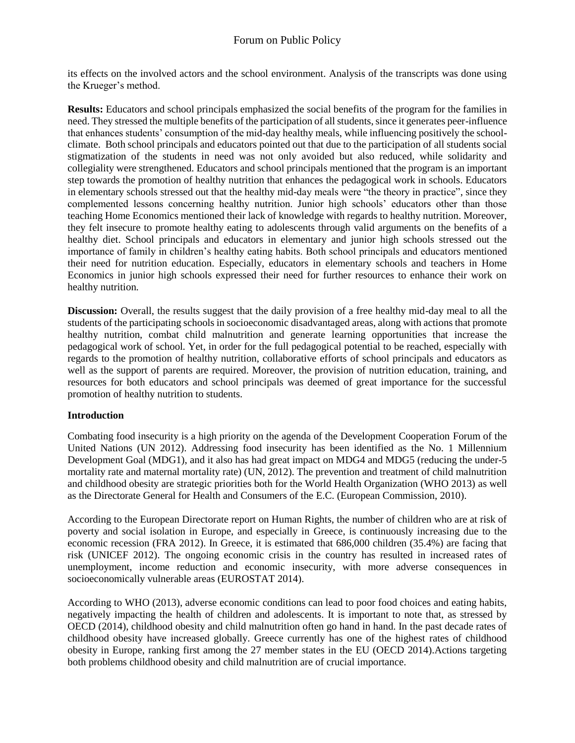its effects on the involved actors and the school environment. Analysis of the transcripts was done using the Krueger's method.

**Results:** Educators and school principals emphasized the social benefits of the program for the families in need. They stressed the multiple benefits of the participation of all students, since it generates peer-influence that enhances students' consumption of the mid-day healthy meals, while influencing positively the school-climate. Both school principals and educators pointed out that due to the participation of all students social stigmatization of the students in need was not only avoided but also reduced, while solidarity and collegiality were strengthened. Educators and school principals mentioned that the program is an important step towards the promotion of healthy nutrition that enhances the pedagogical work in schools. Educators in elementary schools stressed out that the healthy mid-day meals were "the theory in practice", since they complemented lessons concerning healthy nutrition. Junior high schools' educators other than those teaching Home Economics mentioned their lack of knowledge with regards to healthy nutrition. Moreover, they felt insecure to promote healthy eating to adolescents through valid arguments on the benefits of a healthy diet. School principals and educators in elementary and junior high schools stressed out the importance of family in children's healthy eating habits. Both school principals and educators mentioned their need for nutrition education. Especially, educators in elementary schools and teachers in Home Economics in junior high schools expressed their need for further resources to enhance their work on healthy nutrition.

**Discussion:** Overall, the results suggest that the daily provision of a free healthy mid-day meal to all the students of the participating schools in socioeconomic disadvantaged areas, along with actions that promote healthy nutrition, combat child malnutrition and generate learning opportunities that increase the pedagogical work of school. Yet, in order for the full pedagogical potential to be reached, especially with regards to the promotion of healthy nutrition, collaborative efforts of school principals and educators as well as the support of parents are required. Moreover, the provision of nutrition education, training, and resources for both educators and school principals was deemed of great importance for the successful promotion of healthy nutrition to students.

## Introduction

Combating food insecurity is a high priority on the agenda of the Development Cooperation Forum of the United Nations (UN 2012). Addressing food insecurity has been identified as the No. 1 Millennium Development Goal (MDG1), and it also has had great impact on MDG4 and MDG5 (reducing the under-5 mortality rate and maternal mortality rate) (UN, 2012). The prevention and treatment of child malnutrition and childhood obesity are strategic priorities both for the World Health Organization (WHO 2013) as well as the Directorate General for Health and Consumers of the E.C. (European Commission, 2010).

According to the European Directorate report on Human Rights, the number of children who are at risk of poverty and social isolation in Europe, and especially in Greece, is continuously increasing due to the economic recession (FRA 2012). In Greece, it is estimated that 686,000 children (35.4%) are facing that risk (UNICEF 2012). The ongoing economic crisis in the country has resulted in increased rates of unemployment, income reduction and economic insecurity, with more adverse consequences in socioeconomically vulnerable areas (EUROSTAT 2014).

According to WHO (2013), adverse economic conditions can lead to poor food choices and eating habits, negatively impacting the health of children and adolescents. It is important to note that, as stressed by OECD (2014), childhood obesity and child malnutrition often go hand in hand. In the past decade rates of childhood obesity have increased globally. Greece currently has one of the highest rates of childhood obesity in Europe, ranking first among the 27 member states in the EU (OECD 2014).Actions targeting both problems childhood obesity and child malnutrition are of crucial importance.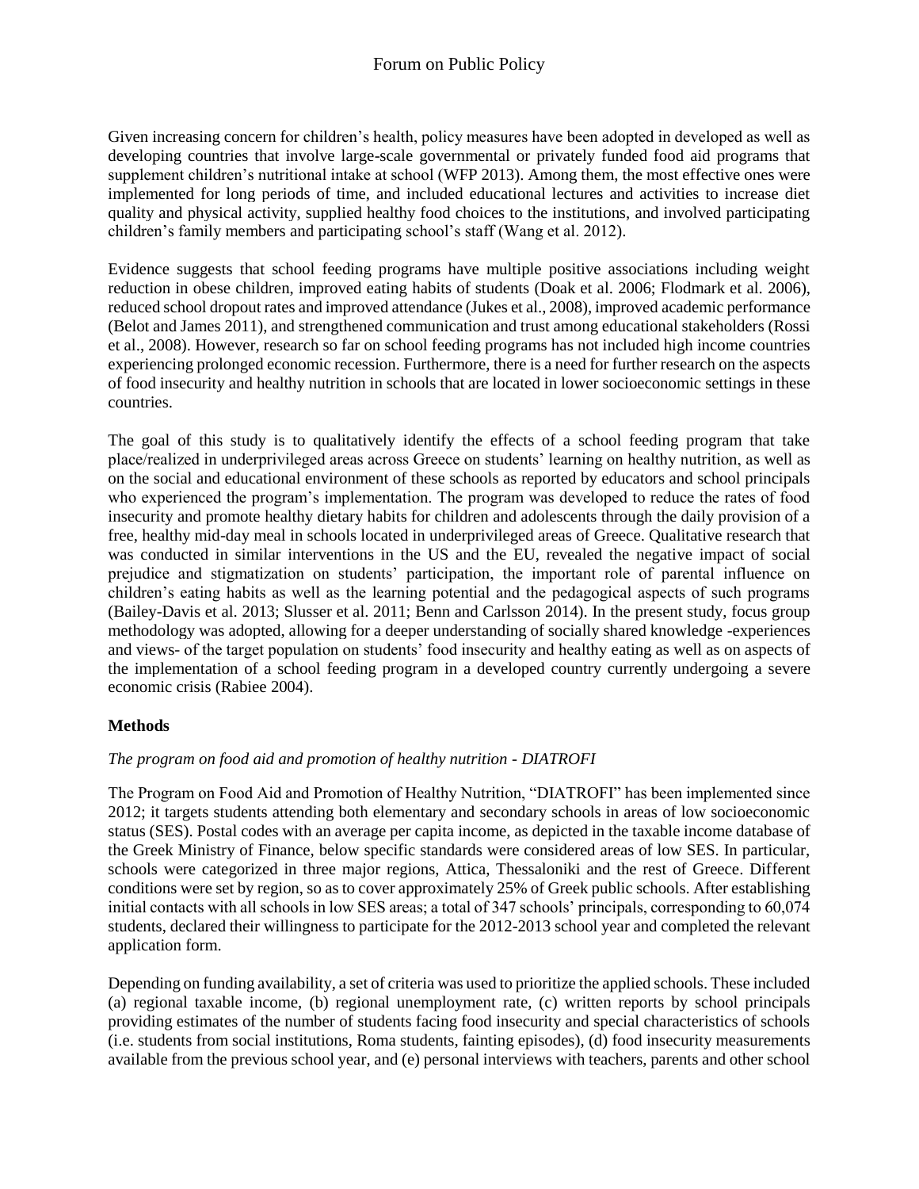Given increasing concern for children's health, policy measures have been adopted in developed as well as developing countries that involve large-scale governmental or privately funded food aid programs that supplement children's nutritional intake at school (WFP 2013). Among them, the most effective ones were implemented for long periods of time, and included educational lectures and activities to increase diet quality and physical activity, supplied healthy food choices to the institutions, and involved participating children's family members and participating school's staff (Wang et al. 2012).

Evidence suggests that school feeding programs have multiple positive associations including weight reduction in obese children, improved eating habits of students (Doak et al. 2006; Flodmark et al. 2006), reduced school dropout rates and improved attendance (Jukes et al., 2008), improved academic performance (Belot and James 2011), and strengthened communication and trust among educational stakeholders (Rossi et al., 2008). However, research so far on school feeding programs has not included high income countries experiencing prolonged economic recession. Furthermore, there is a need for further research on the aspects of food insecurity and healthy nutrition in schools that are located in lower socioeconomic settings in these countries.

The goal of this study is to qualitatively identify the effects of a school feeding program that take place/realized in underprivileged areas across Greece on students' learning on healthy nutrition, as well as on the social and educational environment of these schools as reported by educators and school principals who experienced the program's implementation. The program was developed to reduce the rates of food insecurity and promote healthy dietary habits for children and adolescents through the daily provision of a free, healthy mid-day meal in schools located in underprivileged areas of Greece. Qualitative research that was conducted in similar interventions in the US and the EU, revealed the negative impact of social prejudice and stigmatization on students' participation, the important role of parental influence on children's eating habits as well as the learning potential and the pedagogical aspects of such programs (Bailey-Davis et al. 2013; Slusser et al. 2011; Benn and Carlsson 2014). In the present study, focus group methodology was adopted, allowing for a deeper understanding of socially shared knowledge -experiences and views- of the target population on students' food insecurity and healthy eating as well as on aspects of the implementation of a school feeding program in a developed country currently undergoing a severe economic crisis (Rabiee 2004).

**Methods**

*The program on food aid and promotion of healthy nutrition - DIATROFI*

The Program on Food Aid and Promotion of Healthy Nutrition, "DIATROFI" has been implemented since 2012; it targets students attending both elementary and secondary schools in areas of low socioeconomic status (SES). Postal codes with an average per capita income, as depicted in the taxable income database of the Greek Ministry of Finance, below specific standards were considered areas of low SES. In particular, schools were categorized in three major regions, Attica, Thessaloniki and the rest of Greece. Different conditions were set by region, so as to cover approximately 25% of Greek public schools. After establishing initial contacts with all schools in low SES areas; a total of 347 schools' principals, corresponding to 60,074 students, declared their willingness to participate for the 2012-2013 school year and completed the relevant application form.

Depending on funding availability, a set of criteria was used to prioritize the applied schools. These included (a) regional taxable income, (b) regional unemployment rate, (c) written reports by school principals providing estimates of the number of students facing food insecurity and special characteristics of schools (i.e. students from social institutions, Roma students, fainting episodes), (d) food insecurity measurements available from the previous school year, and (e) personal interviews with teachers, parents and other school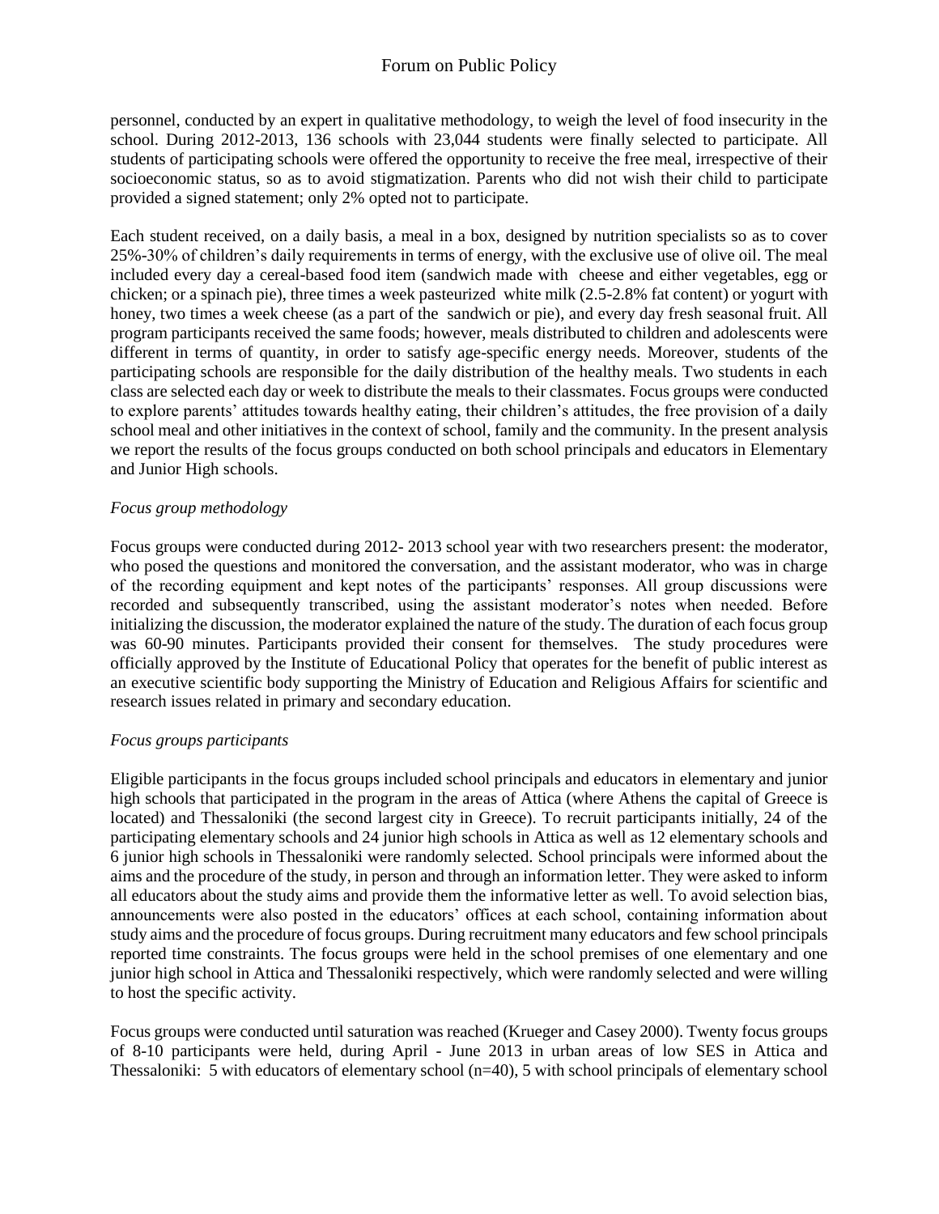personnel, conducted by an expert in qualitative methodology, to weigh the level of food insecurity in the school. During 2012-2013, 136 schools with 23,044 students were finally selected to participate. All students of participating schools were offered the opportunity to receive the free meal, irrespective of their socioeconomic status, so as to avoid stigmatization. Parents who did not wish their child to participate provided a signed statement; only 2% opted not to participate.

Each student received, on a daily basis, a meal in a box, designed by nutrition specialists so as to cover 25%-30% of children's daily requirements in terms of energy, with the exclusive use of olive oil. The meal included every day a cereal-based food item (sandwich made with cheese and either vegetables, egg or chicken; or a spinach pie), three times a week pasteurized white milk (2.5-2.8% fat content) or yogurt with honey, two times a week cheese (as a part of the sandwich or pie), and every day fresh seasonal fruit. All program participants received the same foods; however, meals distributed to children and adolescents were different in terms of quantity, in order to satisfy age-specific energy needs. Moreover, students of the participating schools are responsible for the daily distribution of the healthy meals. Two students in each class are selected each day or week to distribute the meals to their classmates. Focus groups were conducted to explore parents' attitudes towards healthy eating, their children's attitudes, the free provision of a daily school meal and other initiatives in the context of school, family and the community. In the present analysis we report the results of the focus groups conducted on both school principals and educators in Elementary and Junior High schools.

*Focus group methodology*

Focus groups were conducted during 2012- 2013 school year with two researchers present: the moderator, who posed the questions and monitored the conversation, and the assistant moderator, who was in charge of the recording equipment and kept notes of the participants' responses. All group discussions were recorded and subsequently transcribed, using the assistant moderator's notes when needed. Before initializing the discussion, the moderator explained the nature of the study. The duration of each focus group was 60-90 minutes. Participants provided their consent for themselves. The study procedures were officially approved by the Institute of Educational Policy that operates for the benefit of public interest as an executive scientific body supporting the Ministry of Education and Religious Affairs for scientific and research issues related in primary and secondary education.

*Focus groups participants*

Eligible participants in the focus groups included school principals and educators in elementary and junior high schools that participated in the program in the areas of Attica (where Athens the capital of Greece is located) and Thessaloniki (the second largest city in Greece). To recruit participants initially, 24 of the participating elementary schools and 24 junior high schools in Attica as well as 12 elementary schools and 6 junior high schools in Thessaloniki were randomly selected. School principals were informed about the aims and the procedure of the study, in person and through an information letter. They were asked to inform all educators about the study aims and provide them the informative letter as well. To avoid selection bias, announcements were also posted in the educators' offices at each school, containing information about study aims and the procedure of focus groups. During recruitment many educators and few school principals reported time constraints. The focus groups were held in the school premises of one elementary and one junior high school in Attica and Thessaloniki respectively, which were randomly selected and were willing to host the specific activity.

Focus groups were conducted until saturation was reached (Krueger and Casey 2000). Twenty focus groups of 8-10 participants were held, during April - June 2013 in urban areas of low SES in Attica and Thessaloniki: 5 with educators of elementary school (n=40), 5 with school principals of elementary school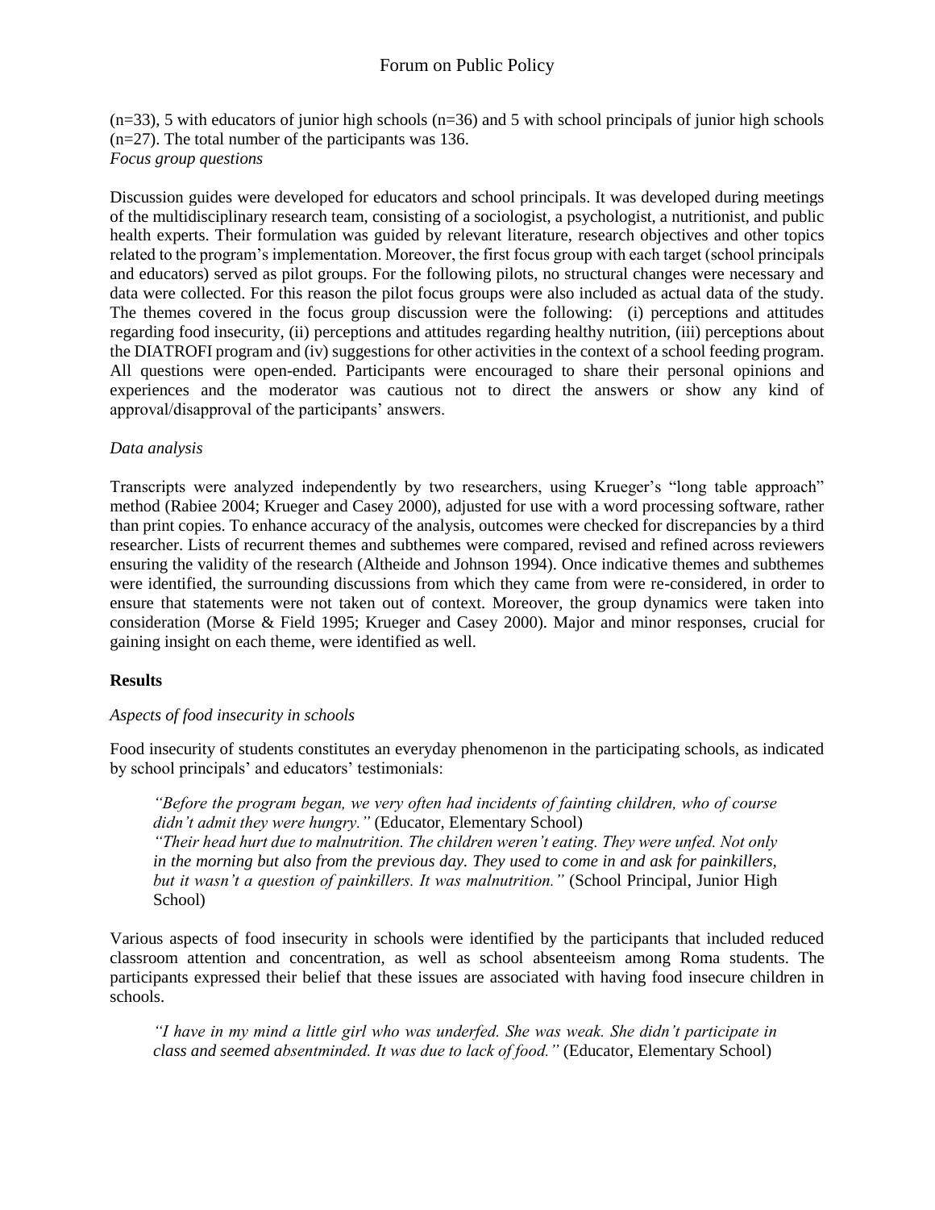(n=33), 5 with educators of junior high schools (n=36) and 5 with school principals of junior high schools (n=27). The total number of the participants was 136.

*Focus group questions*

Discussion guides were developed for educators and school principals. It was developed during meetings of the multidisciplinary research team, consisting of a sociologist, a psychologist, a nutritionist, and public health experts. Their formulation was guided by relevant literature, research objectives and other topics related to the program's implementation. Moreover, the first focus group with each target (school principals and educators) served as pilot groups. For the following pilots, no structural changes were necessary and data were collected. For this reason the pilot focus groups were also included as actual data of the study. The themes covered in the focus group discussion were the following: (i) perceptions and attitudes regarding food insecurity, (ii) perceptions and attitudes regarding healthy nutrition, (iii) perceptions about the DIATROFI program and (iv) suggestions for other activities in the context of a school feeding program. All questions were open-ended. Participants were encouraged to share their personal opinions and experiences and the moderator was cautious not to direct the answers or show any kind of approval/disapproval of the participants' answers.

*Data analysis*

Transcripts were analyzed independently by two researchers, using Krueger's "long table approach" method (Rabiee 2004; Krueger and Casey 2000), adjusted for use with a word processing software, rather than print copies. To enhance accuracy of the analysis, outcomes were checked for discrepancies by a third researcher. Lists of recurrent themes and subthemes were compared, revised and refined across reviewers ensuring the validity of the research (Altheide and Johnson 1994). Once indicative themes and subthemes were identified, the surrounding discussions from which they came from were re-considered, in order to ensure that statements were not taken out of context. Moreover, the group dynamics were taken into consideration (Morse & Field 1995; Krueger and Casey 2000). Major and minor responses, crucial for gaining insight on each theme, were identified as well.

**Results**

*Aspects of food insecurity in schools*

Food insecurity of students constitutes an everyday phenomenon in the participating schools, as indicated by school principals' and educators' testimonials:

> *"Before the program began, we very often had incidents of fainting children, who of course didn't admit they were hungry."* (Educator, Elementary School)
>
> *"Their head hurt due to malnutrition. The children weren't eating. They were unfed. Not only in the morning but also from the previous day. They used to come in and ask for painkillers, but it wasn't a question of painkillers. It was malnutrition."* (School Principal, Junior High School)

Various aspects of food insecurity in schools were identified by the participants that included reduced classroom attention and concentration, as well as school absenteeism among Roma students. The participants expressed their belief that these issues are associated with having food insecure children in schools.

> *"I have in my mind a little girl who was underfed. She was weak. She didn't participate in class and seemed absentminded. It was due to lack of food."* (Educator, Elementary School)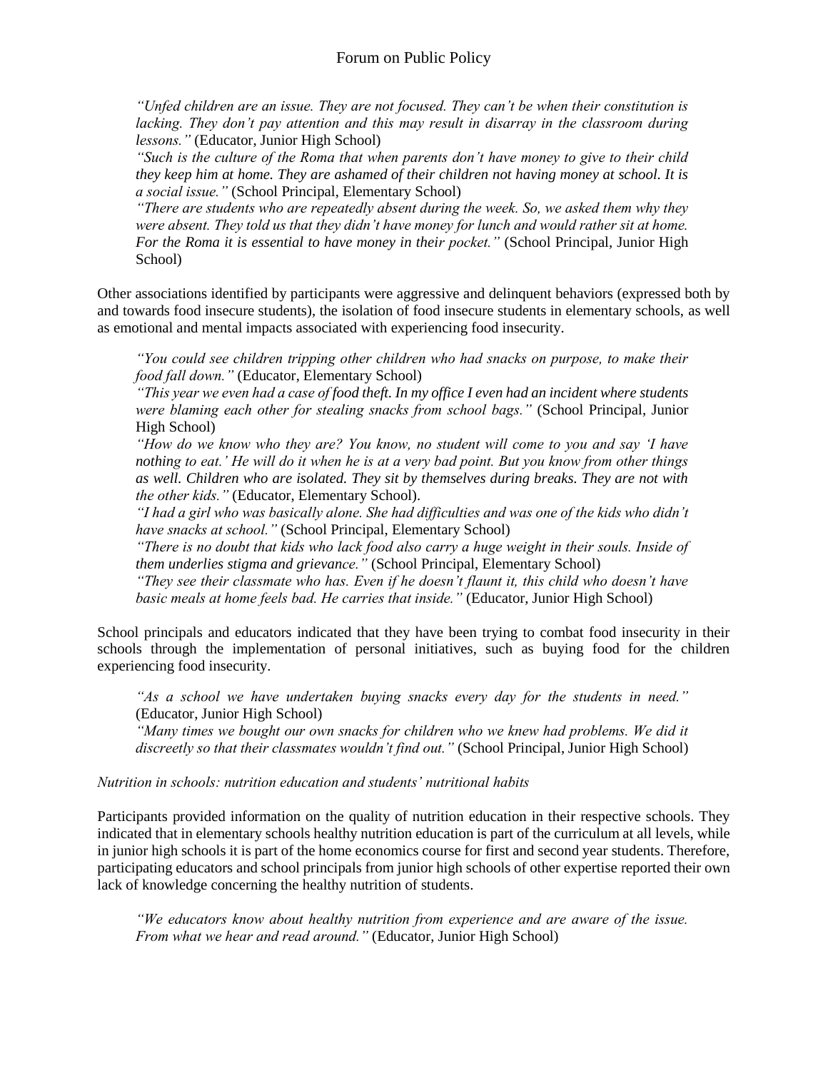> *"Unfed children are an issue. They are not focused. They can't be when their constitution is lacking. They don't pay attention and this may result in disarray in the classroom during lessons."* (Educator, Junior High School)
>
> *"Such is the culture of the Roma that when parents don't have money to give to their child they keep him at home. They are ashamed of their children not having money at school. It is a social issue."* (School Principal, Elementary School)
>
> *"There are students who are repeatedly absent during the week. So, we asked them why they were absent. They told us that they didn't have money for lunch and would rather sit at home. For the Roma it is essential to have money in their pocket."* (School Principal, Junior High School)

Other associations identified by participants were aggressive and delinquent behaviors (expressed both by and towards food insecure students), the isolation of food insecure students in elementary schools, as well as emotional and mental impacts associated with experiencing food insecurity.

> *"You could see children tripping other children who had snacks on purpose, to make their food fall down."* (Educator, Elementary School)
>
> *"This year we even had a case of food theft. In my office I even had an incident where students were blaming each other for stealing snacks from school bags."* (School Principal, Junior High School)
>
> *"How do we know who they are? You know, no student will come to you and say 'I have nothing to eat.' He will do it when he is at a very bad point. But you know from other things as well. Children who are isolated. They sit by themselves during breaks. They are not with the other kids."* (Educator, Elementary School).
>
> *"I had a girl who was basically alone. She had difficulties and was one of the kids who didn't have snacks at school."* (School Principal, Elementary School)
>
> *"There is no doubt that kids who lack food also carry a huge weight in their souls. Inside of them underlies stigma and grievance."* (School Principal, Elementary School)
>
> *"They see their classmate who has. Even if he doesn't flaunt it, this child who doesn't have basic meals at home feels bad. He carries that inside."* (Educator, Junior High School)

School principals and educators indicated that they have been trying to combat food insecurity in their schools through the implementation of personal initiatives, such as buying food for the children experiencing food insecurity.

> *"As a school we have undertaken buying snacks every day for the students in need."* (Educator, Junior High School)
>
> *"Many times we bought our own snacks for children who we knew had problems. We did it discreetly so that their classmates wouldn't find out."* (School Principal, Junior High School)

*Nutrition in schools: nutrition education and students' nutritional habits*

Participants provided information on the quality of nutrition education in their respective schools. They indicated that in elementary schools healthy nutrition education is part of the curriculum at all levels, while in junior high schools it is part of the home economics course for first and second year students. Therefore, participating educators and school principals from junior high schools of other expertise reported their own lack of knowledge concerning the healthy nutrition of students.

> *"We educators know about healthy nutrition from experience and are aware of the issue. From what we hear and read around."* (Educator, Junior High School)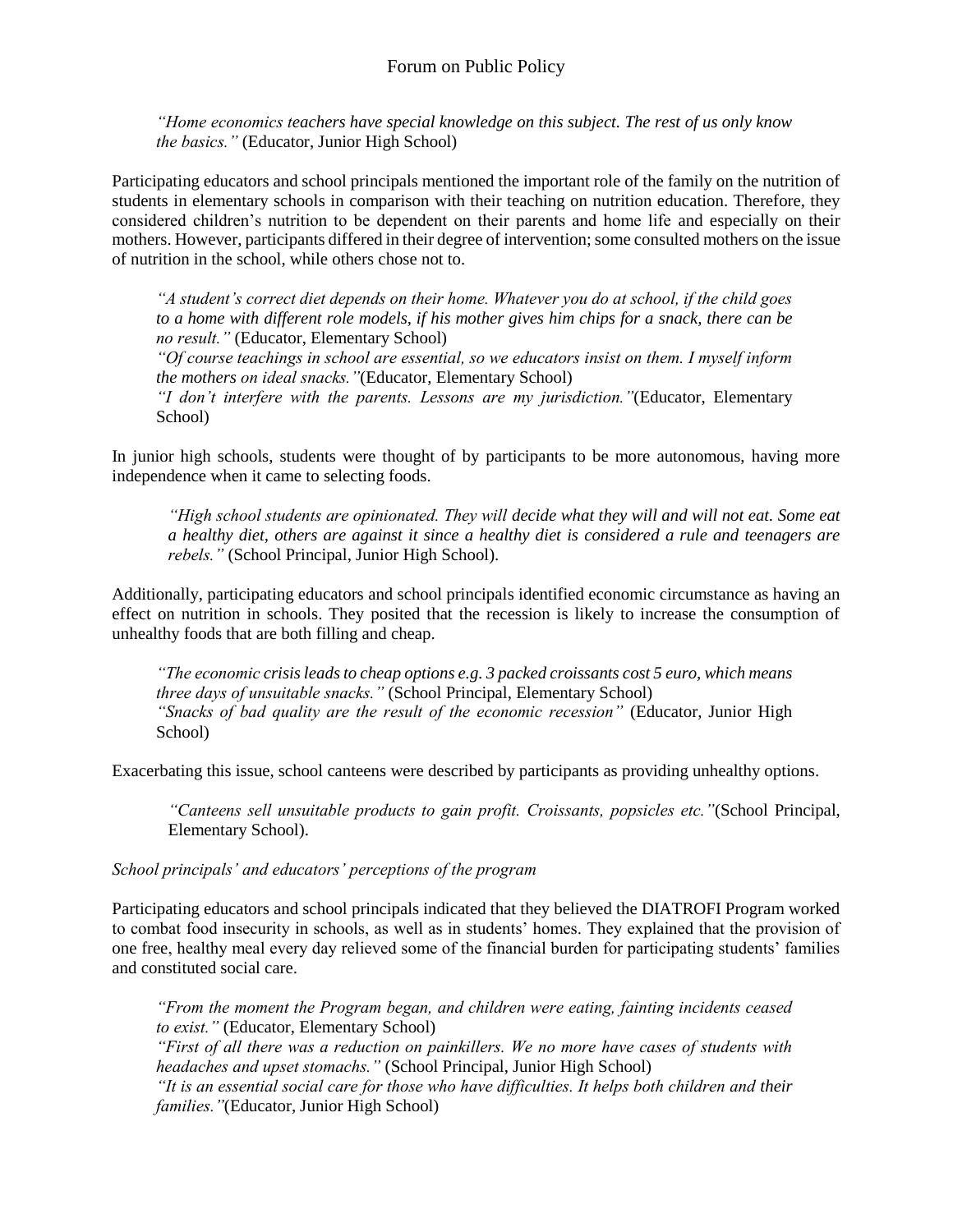*"Home economics teachers have special knowledge on this subject. The rest of us only know the basics."* (Educator, Junior High School)

Participating educators and school principals mentioned the important role of the family on the nutrition of students in elementary schools in comparison with their teaching on nutrition education. Therefore, they considered children's nutrition to be dependent on their parents and home life and especially on their mothers. However, participants differed in their degree of intervention; some consulted mothers on the issue of nutrition in the school, while others chose not to.

> *"A student's correct diet depends on their home. Whatever you do at school, if the child goes to a home with different role models, if his mother gives him chips for a snack, there can be no result."* (Educator, Elementary School)
> *"Of course teachings in school are essential, so we educators insist on them. I myself inform the mothers on ideal snacks."*(Educator, Elementary School)
> *"I don't interfere with the parents. Lessons are my jurisdiction."*(Educator, Elementary School)

In junior high schools, students were thought of by participants to be more autonomous, having more independence when it came to selecting foods.

> *"High school students are opinionated. They will decide what they will and will not eat. Some eat a healthy diet, others are against it since a healthy diet is considered a rule and teenagers are rebels."* (School Principal, Junior High School).

Additionally, participating educators and school principals identified economic circumstance as having an effect on nutrition in schools. They posited that the recession is likely to increase the consumption of unhealthy foods that are both filling and cheap.

> *"The economic crisis leads to cheap options e.g. 3 packed croissants cost 5 euro, which means three days of unsuitable snacks."* (School Principal, Elementary School)
> *"Snacks of bad quality are the result of the economic recession"* (Educator, Junior High School)

Exacerbating this issue, school canteens were described by participants as providing unhealthy options.

> *"Canteens sell unsuitable products to gain profit. Croissants, popsicles etc."*(School Principal, Elementary School).

*School principals' and educators' perceptions of the program*

Participating educators and school principals indicated that they believed the DIATROFI Program worked to combat food insecurity in schools, as well as in students' homes. They explained that the provision of one free, healthy meal every day relieved some of the financial burden for participating students' families and constituted social care.

> *"From the moment the Program began, and children were eating, fainting incidents ceased to exist."* (Educator, Elementary School)
> *"First of all there was a reduction on painkillers. We no more have cases of students with headaches and upset stomachs."* (School Principal, Junior High School)
> *"It is an essential social care for those who have difficulties. It helps both children and their families."*(Educator, Junior High School)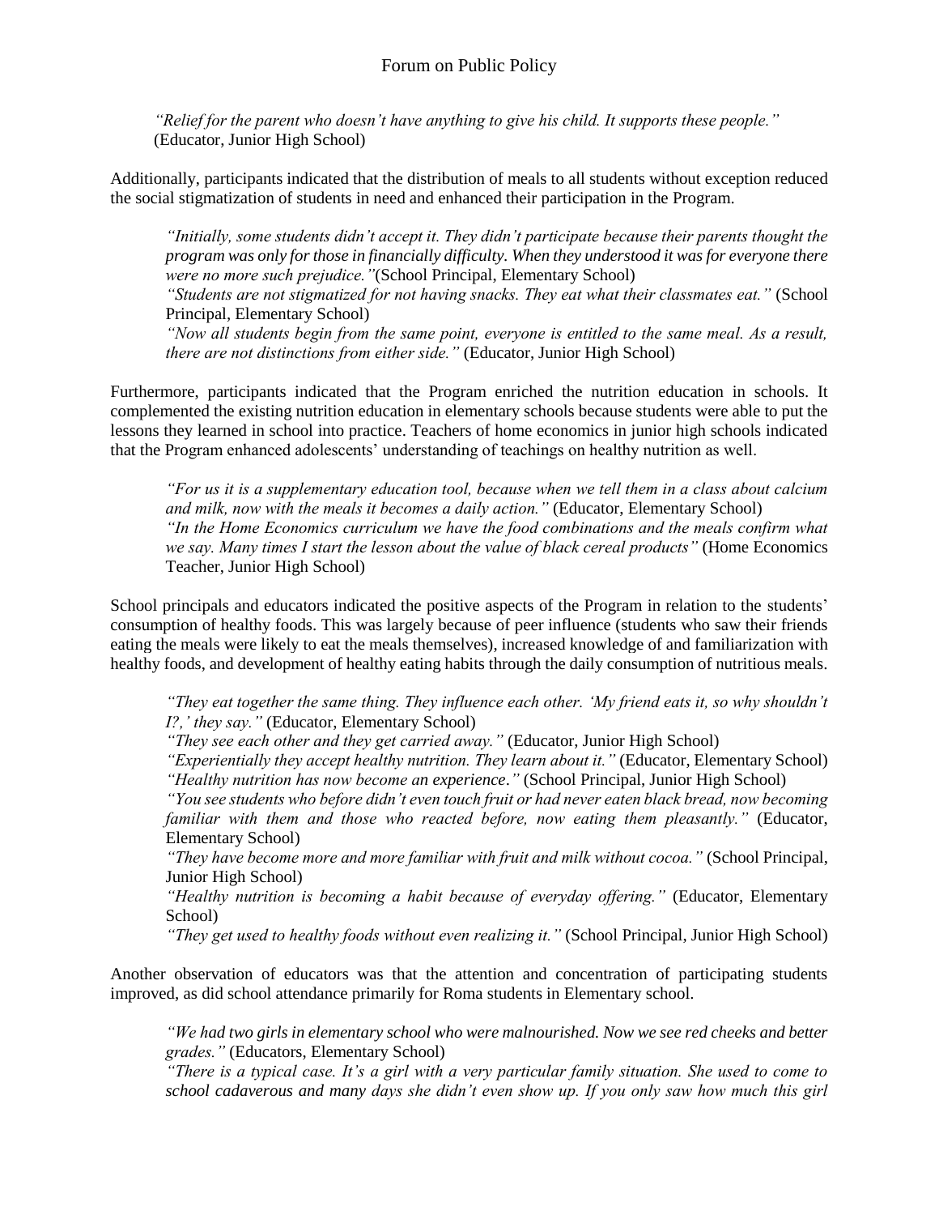> *"Relief for the parent who doesn't have anything to give his child. It supports these people."* (Educator, Junior High School)

Additionally, participants indicated that the distribution of meals to all students without exception reduced the social stigmatization of students in need and enhanced their participation in the Program.

> *"Initially, some students didn't accept it. They didn't participate because their parents thought the program was only for those in financially difficulty. When they understood it was for everyone there were no more such prejudice."*(School Principal, Elementary School)
> *"Students are not stigmatized for not having snacks. They eat what their classmates eat."* (School Principal, Elementary School)
> *"Now all students begin from the same point, everyone is entitled to the same meal. As a result, there are not distinctions from either side."* (Educator, Junior High School)

Furthermore, participants indicated that the Program enriched the nutrition education in schools. It complemented the existing nutrition education in elementary schools because students were able to put the lessons they learned in school into practice. Teachers of home economics in junior high schools indicated that the Program enhanced adolescents' understanding of teachings on healthy nutrition as well.

> *"For us it is a supplementary education tool, because when we tell them in a class about calcium and milk, now with the meals it becomes a daily action."* (Educator, Elementary School)
> *"In the Home Economics curriculum we have the food combinations and the meals confirm what we say. Many times I start the lesson about the value of black cereal products"* (Home Economics Teacher, Junior High School)

School principals and educators indicated the positive aspects of the Program in relation to the students' consumption of healthy foods. This was largely because of peer influence (students who saw their friends eating the meals were likely to eat the meals themselves), increased knowledge of and familiarization with healthy foods, and development of healthy eating habits through the daily consumption of nutritious meals.

> *"They eat together the same thing. They influence each other. 'My friend eats it, so why shouldn't I?,' they say."* (Educator, Elementary School)
> *"They see each other and they get carried away."* (Educator, Junior High School)
> *"Experientially they accept healthy nutrition. They learn about it."* (Educator, Elementary School)
> *"Healthy nutrition has now become an experience."* (School Principal, Junior High School)
> *"You see students who before didn't even touch fruit or had never eaten black bread, now becoming familiar with them and those who reacted before, now eating them pleasantly."* (Educator, Elementary School)
> *"They have become more and more familiar with fruit and milk without cocoa."* (School Principal, Junior High School)
> *"Healthy nutrition is becoming a habit because of everyday offering."* (Educator, Elementary School)
> *"They get used to healthy foods without even realizing it."* (School Principal, Junior High School)

Another observation of educators was that the attention and concentration of participating students improved, as did school attendance primarily for Roma students in Elementary school.

> *"We had two girls in elementary school who were malnourished. Now we see red cheeks and better grades."* (Educators, Elementary School)
> *"There is a typical case. It's a girl with a very particular family situation. She used to come to school cadaverous and many days she didn't even show up. If you only saw how much this girl*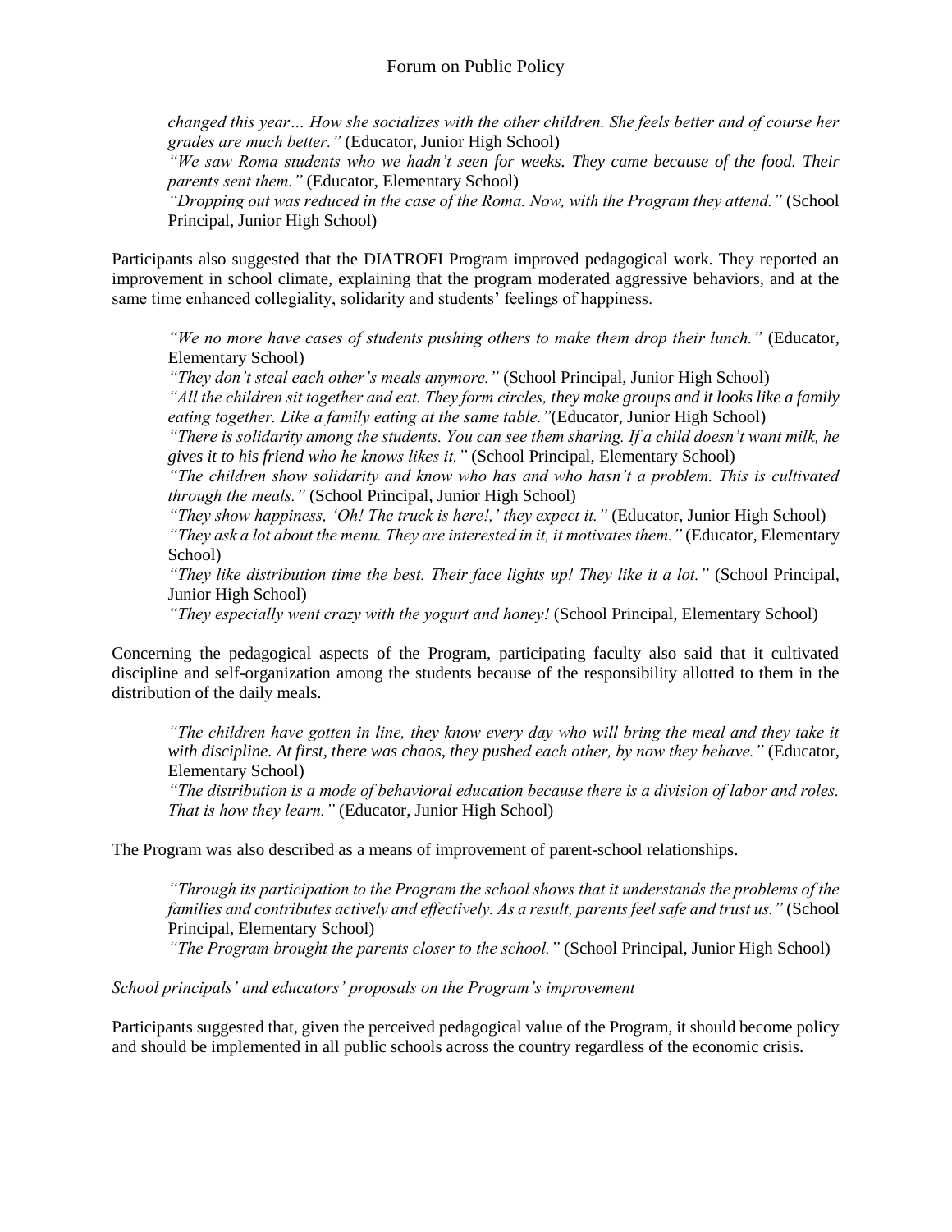*changed this year… How she socializes with the other children. She feels better and of course her grades are much better."* (Educator, Junior High School)
*"We saw Roma students who we hadn't seen for weeks. They came because of the food. Their parents sent them."* (Educator, Elementary School)
*"Dropping out was reduced in the case of the Roma. Now, with the Program they attend."* (School Principal, Junior High School)

Participants also suggested that the DIATROFI Program improved pedagogical work. They reported an improvement in school climate, explaining that the program moderated aggressive behaviors, and at the same time enhanced collegiality, solidarity and students' feelings of happiness.

> *"We no more have cases of students pushing others to make them drop their lunch."* (Educator, Elementary School)
> *"They don't steal each other's meals anymore."* (School Principal, Junior High School)
> *"All the children sit together and eat. They form circles, they make groups and it looks like a family eating together. Like a family eating at the same table."*(Educator, Junior High School)
> *"There is solidarity among the students. You can see them sharing. If a child doesn't want milk, he gives it to his friend who he knows likes it."* (School Principal, Elementary School)
> *"The children show solidarity and know who has and who hasn't a problem. This is cultivated through the meals."* (School Principal, Junior High School)
> *"They show happiness, 'Oh! The truck is here!,' they expect it."* (Educator, Junior High School)
> *"They ask a lot about the menu. They are interested in it, it motivates them."* (Educator, Elementary School)
> *"They like distribution time the best. Their face lights up! They like it a lot."* (School Principal, Junior High School)
> *"They especially went crazy with the yogurt and honey!* (School Principal, Elementary School)

Concerning the pedagogical aspects of the Program, participating faculty also said that it cultivated discipline and self-organization among the students because of the responsibility allotted to them in the distribution of the daily meals.

> *"The children have gotten in line, they know every day who will bring the meal and they take it with discipline. At first, there was chaos, they pushed each other, by now they behave."* (Educator, Elementary School)
> *"The distribution is a mode of behavioral education because there is a division of labor and roles. That is how they learn."* (Educator, Junior High School)

The Program was also described as a means of improvement of parent-school relationships.

> *"Through its participation to the Program the school shows that it understands the problems of the families and contributes actively and effectively. As a result, parents feel safe and trust us."* (School Principal, Elementary School)
> *"The Program brought the parents closer to the school."* (School Principal, Junior High School)

*School principals' and educators' proposals on the Program's improvement*

Participants suggested that, given the perceived pedagogical value of the Program, it should become policy and should be implemented in all public schools across the country regardless of the economic crisis.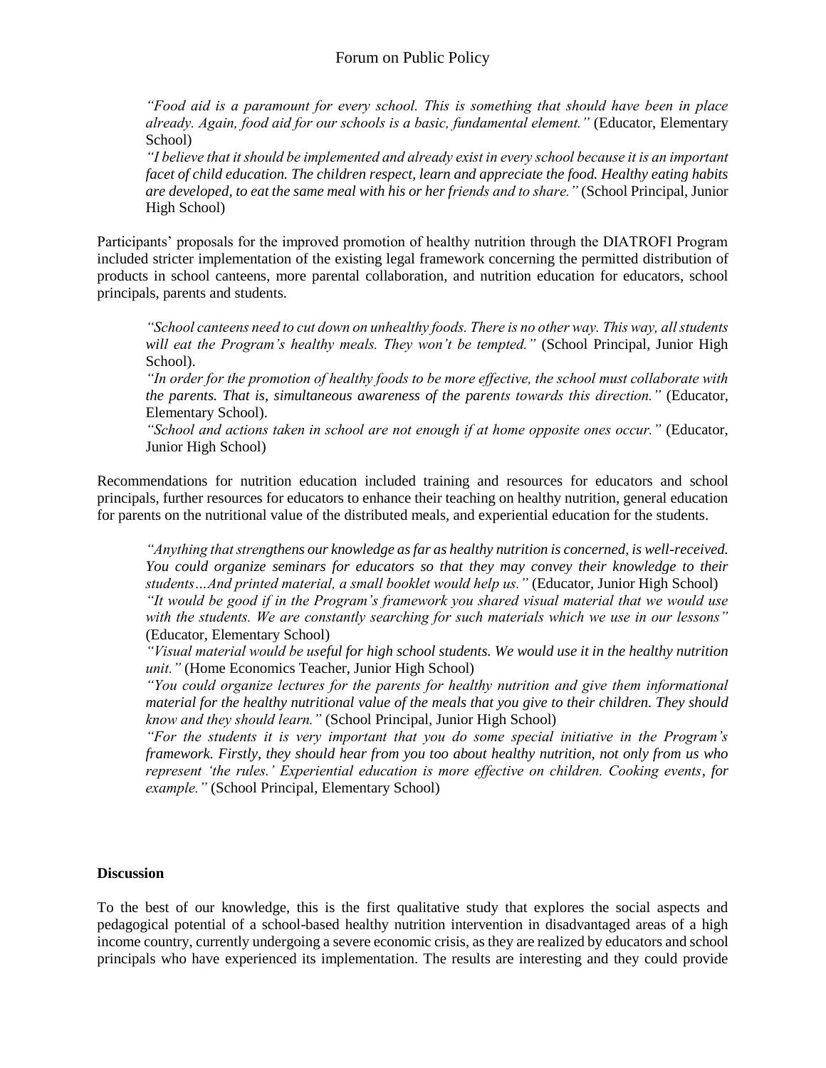*"Food aid is a paramount for every school. This is something that should have been in place already. Again, food aid for our schools is a basic, fundamental element."* (Educator, Elementary School)

*"I believe that it should be implemented and already exist in every school because it is an important facet of child education. The children respect, learn and appreciate the food. Healthy eating habits are developed, to eat the same meal with his or her friends and to share."* (School Principal, Junior High School)

Participants' proposals for the improved promotion of healthy nutrition through the DIATROFI Program included stricter implementation of the existing legal framework concerning the permitted distribution of products in school canteens, more parental collaboration, and nutrition education for educators, school principals, parents and students.

*"School canteens need to cut down on unhealthy foods. There is no other way. This way, all students will eat the Program's healthy meals. They won't be tempted."* (School Principal, Junior High School).

*"In order for the promotion of healthy foods to be more effective, the school must collaborate with the parents. That is, simultaneous awareness of the parents towards this direction."* (Educator, Elementary School).

*"School and actions taken in school are not enough if at home opposite ones occur."* (Educator, Junior High School)

Recommendations for nutrition education included training and resources for educators and school principals, further resources for educators to enhance their teaching on healthy nutrition, general education for parents on the nutritional value of the distributed meals, and experiential education for the students.

*"Anything that strengthens our knowledge as far as healthy nutrition is concerned, is well-received. You could organize seminars for educators so that they may convey their knowledge to their students…And printed material, a small booklet would help us."* (Educator, Junior High School)

*"It would be good if in the Program's framework you shared visual material that we would use with the students. We are constantly searching for such materials which we use in our lessons"* (Educator, Elementary School)

*"Visual material would be useful for high school students. We would use it in the healthy nutrition unit."* (Home Economics Teacher, Junior High School)

*"You could organize lectures for the parents for healthy nutrition and give them informational material for the healthy nutritional value of the meals that you give to their children. They should know and they should learn."* (School Principal, Junior High School)

*"For the students it is very important that you do some special initiative in the Program's framework. Firstly, they should hear from you too about healthy nutrition, not only from us who represent 'the rules.' Experiential education is more effective on children. Cooking events, for example."* (School Principal, Elementary School)

**Discussion**

To the best of our knowledge, this is the first qualitative study that explores the social aspects and pedagogical potential of a school-based healthy nutrition intervention in disadvantaged areas of a high income country, currently undergoing a severe economic crisis, as they are realized by educators and school principals who have experienced its implementation. The results are interesting and they could provide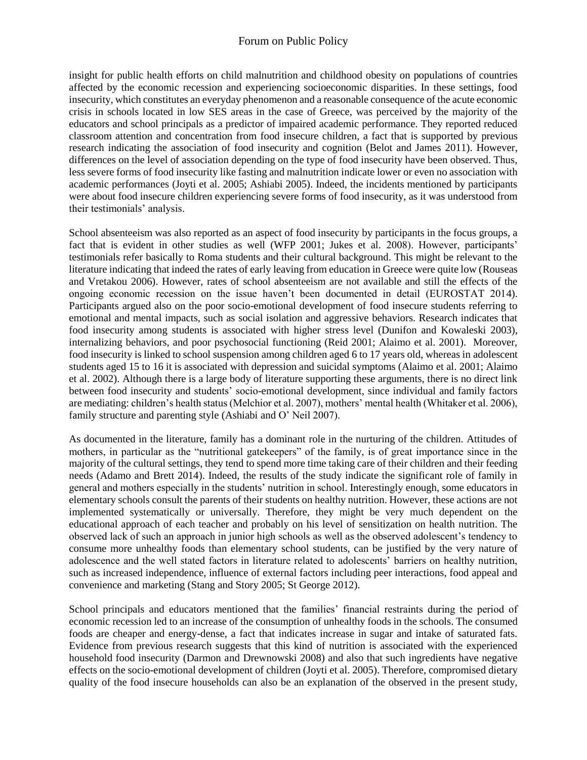insight for public health efforts on child malnutrition and childhood obesity on populations of countries affected by the economic recession and experiencing socioeconomic disparities. In these settings, food insecurity, which constitutes an everyday phenomenon and a reasonable consequence of the acute economic crisis in schools located in low SES areas in the case of Greece, was perceived by the majority of the educators and school principals as a predictor of impaired academic performance. They reported reduced classroom attention and concentration from food insecure children, a fact that is supported by previous research indicating the association of food insecurity and cognition (Belot and James 2011). However, differences on the level of association depending on the type of food insecurity have been observed. Thus, less severe forms of food insecurity like fasting and malnutrition indicate lower or even no association with academic performances (Joyti et al. 2005; Ashiabi 2005). Indeed, the incidents mentioned by participants were about food insecure children experiencing severe forms of food insecurity, as it was understood from their testimonials' analysis.

School absenteeism was also reported as an aspect of food insecurity by participants in the focus groups, a fact that is evident in other studies as well (WFP 2001; Jukes et al. 2008). However, participants' testimonials refer basically to Roma students and their cultural background. This might be relevant to the literature indicating that indeed the rates of early leaving from education in Greece were quite low (Rouseas and Vretakou 2006). However, rates of school absenteeism are not available and still the effects of the ongoing economic recession on the issue haven't been documented in detail (EUROSTAT 2014). Participants argued also on the poor socio-emotional development of food insecure students referring to emotional and mental impacts, such as social isolation and aggressive behaviors. Research indicates that food insecurity among students is associated with higher stress level (Dunifon and Kowaleski 2003), internalizing behaviors, and poor psychosocial functioning (Reid 2001; Alaimo et al. 2001). Moreover, food insecurity is linked to school suspension among children aged 6 to 17 years old, whereas in adolescent students aged 15 to 16 it is associated with depression and suicidal symptoms (Alaimo et al. 2001; Alaimo et al. 2002). Although there is a large body of literature supporting these arguments, there is no direct link between food insecurity and students' socio-emotional development, since individual and family factors are mediating: children's health status (Melchior et al. 2007), mothers' mental health (Whitaker et al. 2006), family structure and parenting style (Ashiabi and O' Neil 2007).

As documented in the literature, family has a dominant role in the nurturing of the children. Attitudes of mothers, in particular as the "nutritional gatekeepers" of the family, is of great importance since in the majority of the cultural settings, they tend to spend more time taking care of their children and their feeding needs (Adamo and Brett 2014). Indeed, the results of the study indicate the significant role of family in general and mothers especially in the students' nutrition in school. Interestingly enough, some educators in elementary schools consult the parents of their students on healthy nutrition. However, these actions are not implemented systematically or universally. Therefore, they might be very much dependent on the educational approach of each teacher and probably on his level of sensitization on health nutrition. The observed lack of such an approach in junior high schools as well as the observed adolescent's tendency to consume more unhealthy foods than elementary school students, can be justified by the very nature of adolescence and the well stated factors in literature related to adolescents' barriers on healthy nutrition, such as increased independence, influence of external factors including peer interactions, food appeal and convenience and marketing (Stang and Story 2005; St George 2012).

School principals and educators mentioned that the families' financial restraints during the period of economic recession led to an increase of the consumption of unhealthy foods in the schools. The consumed foods are cheaper and energy-dense, a fact that indicates increase in sugar and intake of saturated fats. Evidence from previous research suggests that this kind of nutrition is associated with the experienced household food insecurity (Darmon and Drewnowski 2008) and also that such ingredients have negative effects on the socio-emotional development of children (Joyti et al. 2005). Therefore, compromised dietary quality of the food insecure households can also be an explanation of the observed in the present study,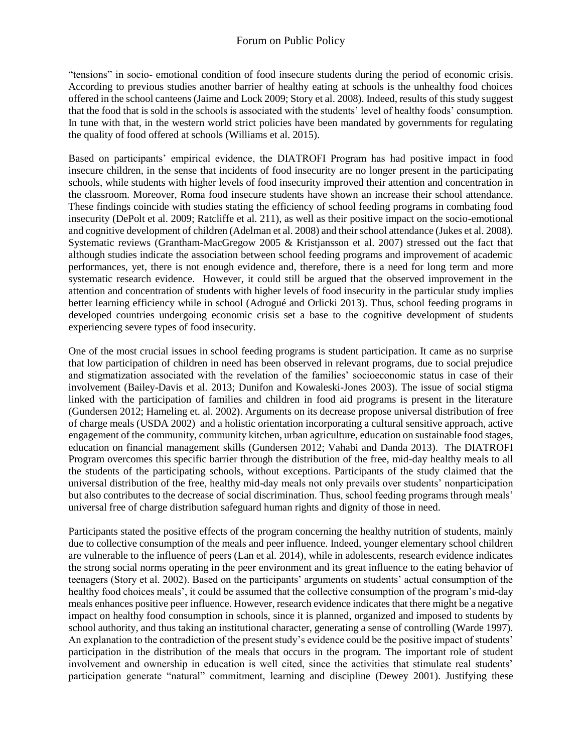"tensions" in socio- emotional condition of food insecure students during the period of economic crisis. According to previous studies another barrier of healthy eating at schools is the unhealthy food choices offered in the school canteens (Jaime and Lock 2009; Story et al. 2008). Indeed, results of this study suggest that the food that is sold in the schools is associated with the students' level of healthy foods' consumption. In tune with that, in the western world strict policies have been mandated by governments for regulating the quality of food offered at schools (Williams et al. 2015).

Based on participants' empirical evidence, the DIATROFI Program has had positive impact in food insecure children, in the sense that incidents of food insecurity are no longer present in the participating schools, while students with higher levels of food insecurity improved their attention and concentration in the classroom. Moreover, Roma food insecure students have shown an increase their school attendance. These findings coincide with studies stating the efficiency of school feeding programs in combating food insecurity (DePolt et al. 2009; Ratcliffe et al. 211), as well as their positive impact on the socio-emotional and cognitive development of children (Adelman et al. 2008) and their school attendance (Jukes et al. 2008). Systematic reviews (Grantham-MacGregow 2005 & Kristjansson et al. 2007) stressed out the fact that although studies indicate the association between school feeding programs and improvement of academic performances, yet, there is not enough evidence and, therefore, there is a need for long term and more systematic research evidence. However, it could still be argued that the observed improvement in the attention and concentration of students with higher levels of food insecurity in the particular study implies better learning efficiency while in school (Adrogué and Orlicki 2013). Thus, school feeding programs in developed countries undergoing economic crisis set a base to the cognitive development of students experiencing severe types of food insecurity.

One of the most crucial issues in school feeding programs is student participation. It came as no surprise that low participation of children in need has been observed in relevant programs, due to social prejudice and stigmatization associated with the revelation of the families' socioeconomic status in case of their involvement (Bailey-Davis et al. 2013; Dunifon and Kowaleski-Jones 2003). The issue of social stigma linked with the participation of families and children in food aid programs is present in the literature (Gundersen 2012; Hameling et. al. 2002). Arguments on its decrease propose universal distribution of free of charge meals (USDA 2002) and a holistic orientation incorporating a cultural sensitive approach, active engagement of the community, community kitchen, urban agriculture, education on sustainable food stages, education on financial management skills (Gundersen 2012; Vahabi and Danda 2013). The DIATROFI Program overcomes this specific barrier through the distribution of the free, mid-day healthy meals to all the students of the participating schools, without exceptions. Participants of the study claimed that the universal distribution of the free, healthy mid-day meals not only prevails over students' nonparticipation but also contributes to the decrease of social discrimination. Thus, school feeding programs through meals' universal free of charge distribution safeguard human rights and dignity of those in need.

Participants stated the positive effects of the program concerning the healthy nutrition of students, mainly due to collective consumption of the meals and peer influence. Indeed, younger elementary school children are vulnerable to the influence of peers (Lan et al. 2014), while in adolescents, research evidence indicates the strong social norms operating in the peer environment and its great influence to the eating behavior of teenagers (Story et al. 2002). Based on the participants' arguments on students' actual consumption of the healthy food choices meals', it could be assumed that the collective consumption of the program's mid-day meals enhances positive peer influence. However, research evidence indicates that there might be a negative impact on healthy food consumption in schools, since it is planned, organized and imposed to students by school authority, and thus taking an institutional character, generating a sense of controlling (Warde 1997). An explanation to the contradiction of the present study's evidence could be the positive impact of students' participation in the distribution of the meals that occurs in the program. The important role of student involvement and ownership in education is well cited, since the activities that stimulate real students' participation generate "natural" commitment, learning and discipline (Dewey 2001). Justifying these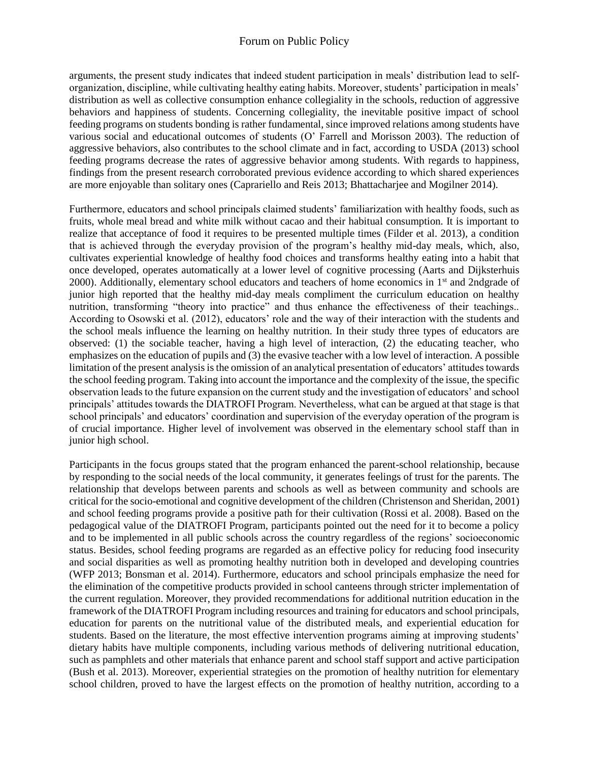arguments, the present study indicates that indeed student participation in meals' distribution lead to self-organization, discipline, while cultivating healthy eating habits. Moreover, students' participation in meals' distribution as well as collective consumption enhance collegiality in the schools, reduction of aggressive behaviors and happiness of students. Concerning collegiality, the inevitable positive impact of school feeding programs on students bonding is rather fundamental, since improved relations among students have various social and educational outcomes of students (O' Farrell and Morisson 2003). The reduction of aggressive behaviors, also contributes to the school climate and in fact, according to USDA (2013) school feeding programs decrease the rates of aggressive behavior among students. With regards to happiness, findings from the present research corroborated previous evidence according to which shared experiences are more enjoyable than solitary ones (Caprariello and Reis 2013; Bhattacharjee and Mogilner 2014).

Furthermore, educators and school principals claimed students' familiarization with healthy foods, such as fruits, whole meal bread and white milk without cacao and their habitual consumption. It is important to realize that acceptance of food it requires to be presented multiple times (Filder et al. 2013), a condition that is achieved through the everyday provision of the program's healthy mid-day meals, which, also, cultivates experiential knowledge of healthy food choices and transforms healthy eating into a habit that once developed, operates automatically at a lower level of cognitive processing (Aarts and Dijksterhuis 2000). Additionally, elementary school educators and teachers of home economics in 1st and 2ndgrade of junior high reported that the healthy mid-day meals compliment the curriculum education on healthy nutrition, transforming "theory into practice" and thus enhance the effectiveness of their teachings.. According to Osowski et al. (2012), educators' role and the way of their interaction with the students and the school meals influence the learning on healthy nutrition. In their study three types of educators are observed: (1) the sociable teacher, having a high level of interaction, (2) the educating teacher, who emphasizes on the education of pupils and (3) the evasive teacher with a low level of interaction. A possible limitation of the present analysis is the omission of an analytical presentation of educators' attitudes towards the school feeding program. Taking into account the importance and the complexity of the issue, the specific observation leads to the future expansion on the current study and the investigation of educators' and school principals' attitudes towards the DIATROFI Program. Nevertheless, what can be argued at that stage is that school principals' and educators' coordination and supervision of the everyday operation of the program is of crucial importance. Higher level of involvement was observed in the elementary school staff than in junior high school.

Participants in the focus groups stated that the program enhanced the parent-school relationship, because by responding to the social needs of the local community, it generates feelings of trust for the parents. The relationship that develops between parents and schools as well as between community and schools are critical for the socio-emotional and cognitive development of the children (Christenson and Sheridan, 2001) and school feeding programs provide a positive path for their cultivation (Rossi et al. 2008). Based on the pedagogical value of the DIATROFI Program, participants pointed out the need for it to become a policy and to be implemented in all public schools across the country regardless of the regions' socioeconomic status. Besides, school feeding programs are regarded as an effective policy for reducing food insecurity and social disparities as well as promoting healthy nutrition both in developed and developing countries (WFP 2013; Bonsman et al. 2014). Furthermore, educators and school principals emphasize the need for the elimination of the competitive products provided in school canteens through stricter implementation of the current regulation. Moreover, they provided recommendations for additional nutrition education in the framework of the DIATROFI Program including resources and training for educators and school principals, education for parents on the nutritional value of the distributed meals, and experiential education for students. Based on the literature, the most effective intervention programs aiming at improving students' dietary habits have multiple components, including various methods of delivering nutritional education, such as pamphlets and other materials that enhance parent and school staff support and active participation (Bush et al. 2013). Moreover, experiential strategies on the promotion of healthy nutrition for elementary school children, proved to have the largest effects on the promotion of healthy nutrition, according to a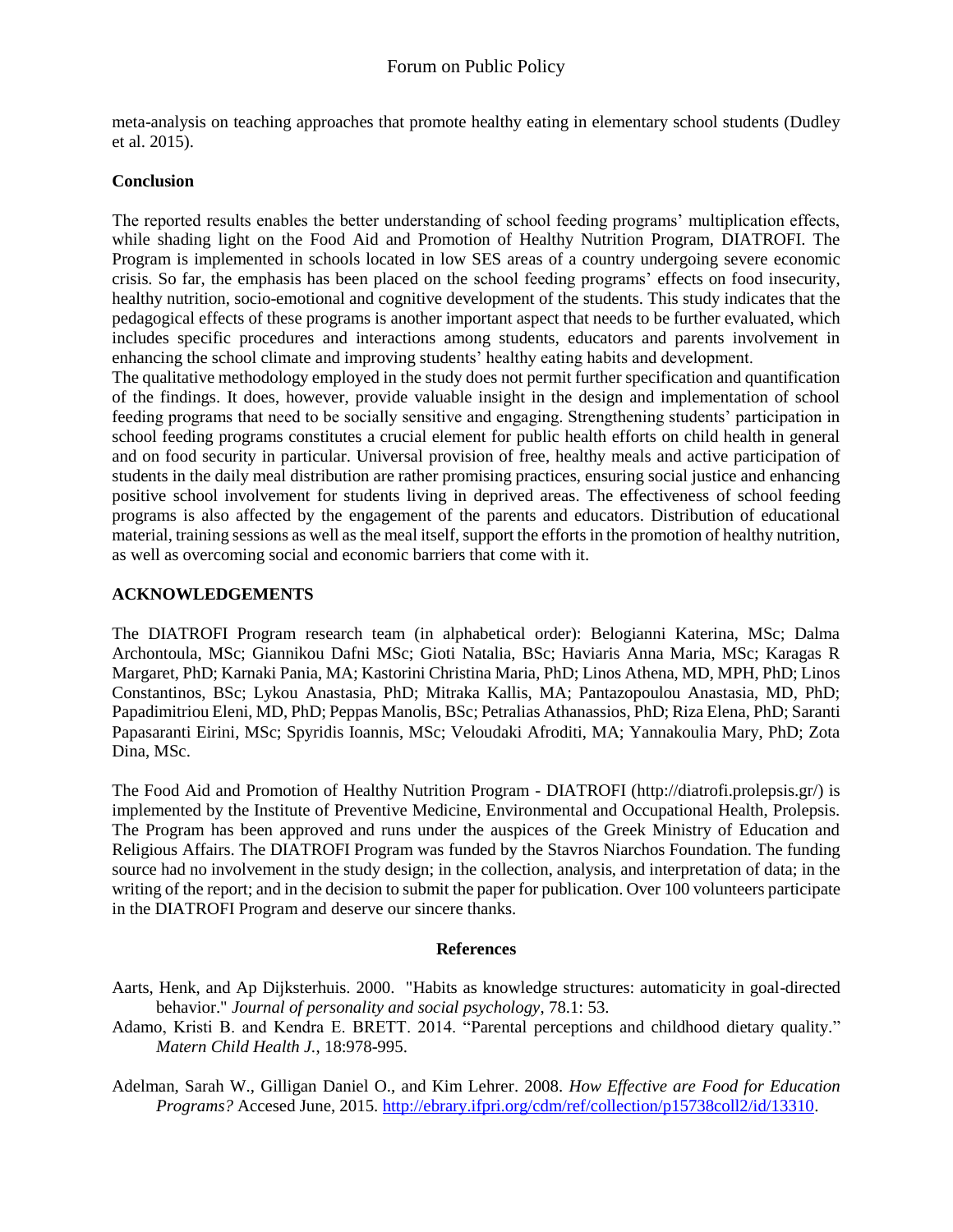meta-analysis on teaching approaches that promote healthy eating in elementary school students (Dudley et al. 2015).

## Conclusion

The reported results enables the better understanding of school feeding programs' multiplication effects, while shading light on the Food Aid and Promotion of Healthy Nutrition Program, DIATROFI. The Program is implemented in schools located in low SES areas of a country undergoing severe economic crisis. So far, the emphasis has been placed on the school feeding programs' effects on food insecurity, healthy nutrition, socio-emotional and cognitive development of the students. This study indicates that the pedagogical effects of these programs is another important aspect that needs to be further evaluated, which includes specific procedures and interactions among students, educators and parents involvement in enhancing the school climate and improving students' healthy eating habits and development.

The qualitative methodology employed in the study does not permit further specification and quantification of the findings. It does, however, provide valuable insight in the design and implementation of school feeding programs that need to be socially sensitive and engaging. Strengthening students' participation in school feeding programs constitutes a crucial element for public health efforts on child health in general and on food security in particular. Universal provision of free, healthy meals and active participation of students in the daily meal distribution are rather promising practices, ensuring social justice and enhancing positive school involvement for students living in deprived areas. The effectiveness of school feeding programs is also affected by the engagement of the parents and educators. Distribution of educational material, training sessions as well as the meal itself, support the efforts in the promotion of healthy nutrition, as well as overcoming social and economic barriers that come with it.

## ACKNOWLEDGEMENTS

The DIATROFI Program research team (in alphabetical order): Belogianni Katerina, MSc; Dalma Archontoula, MSc; Giannikou Dafni MSc; Gioti Natalia, BSc; Haviaris Anna Maria, MSc; Karagas R Margaret, PhD; Karnaki Pania, MA; Kastorini Christina Maria, PhD; Linos Athena, MD, MPH, PhD; Linos Constantinos, BSc; Lykou Anastasia, PhD; Mitraka Kallis, MA; Pantazopoulou Anastasia, MD, PhD; Papadimitriou Eleni, MD, PhD; Peppas Manolis, BSc; Petralias Athanassios, PhD; Riza Elena, PhD; Saranti Papasaranti Eirini, MSc; Spyridis Ioannis, MSc; Veloudaki Afroditi, MA; Yannakoulia Mary, PhD; Zota Dina, MSc.

The Food Aid and Promotion of Healthy Nutrition Program - DIATROFI (http://diatrofi.prolepsis.gr/) is implemented by the Institute of Preventive Medicine, Environmental and Occupational Health, Prolepsis. The Program has been approved and runs under the auspices of the Greek Ministry of Education and Religious Affairs. The DIATROFI Program was funded by the Stavros Niarchos Foundation. The funding source had no involvement in the study design; in the collection, analysis, and interpretation of data; in the writing of the report; and in the decision to submit the paper for publication. Over 100 volunteers participate in the DIATROFI Program and deserve our sincere thanks.

## References

Aarts, Henk, and Ap Dijksterhuis. 2000. "Habits as knowledge structures: automaticity in goal-directed behavior." *Journal of personality and social psychology*, 78.1: 53.

Adamo, Kristi B. and Kendra E. BRETT. 2014. "Parental perceptions and childhood dietary quality." *Matern Child Health J.*, 18:978-995.

Adelman, Sarah W., Gilligan Daniel O., and Kim Lehrer. 2008. *How Effective are Food for Education Programs?* Accesed June, 2015. http://ebrary.ifpri.org/cdm/ref/collection/p15738coll2/id/13310.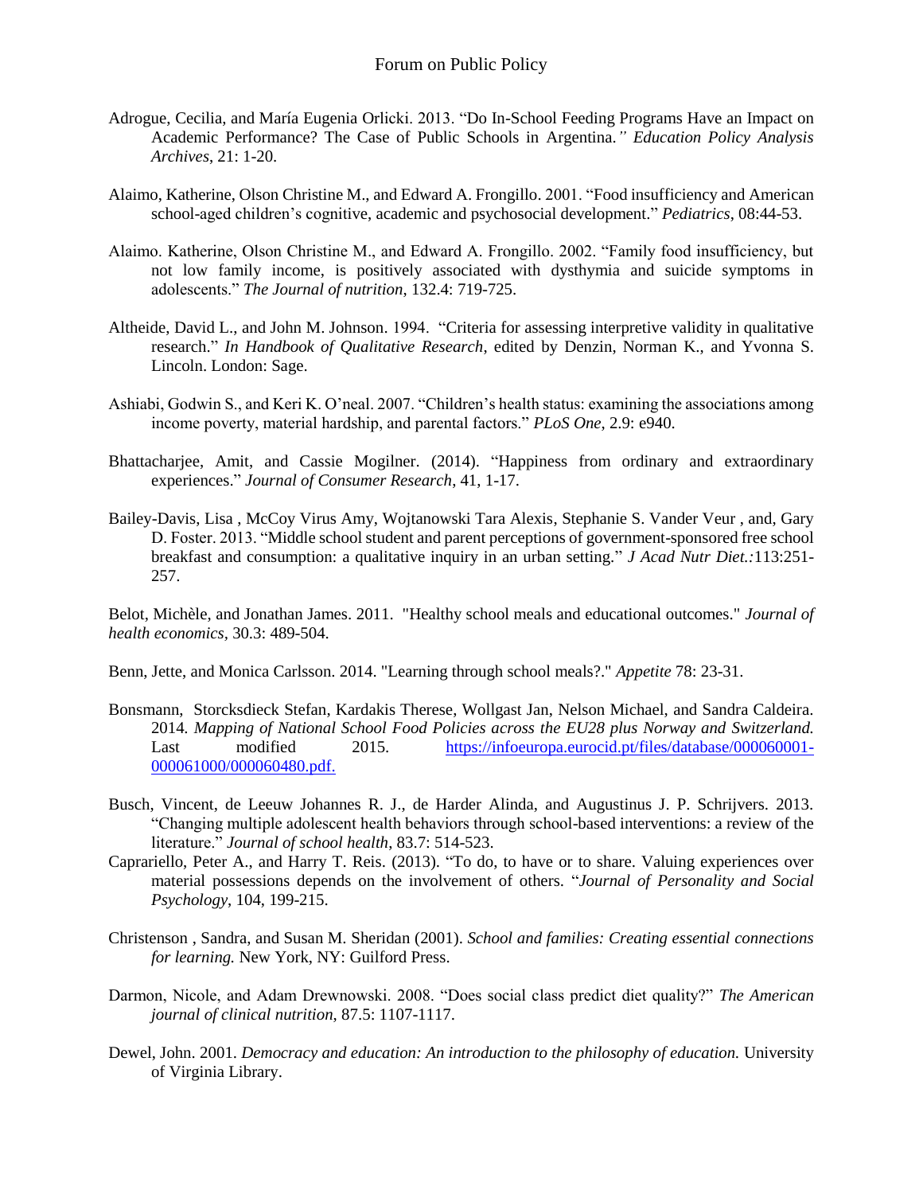Adrogue, Cecilia, and María Eugenia Orlicki. 2013. "Do In-School Feeding Programs Have an Impact on Academic Performance? The Case of Public Schools in Argentina." *Education Policy Analysis Archives*, 21: 1-20.

Alaimo, Katherine, Olson Christine M., and Edward A. Frongillo. 2001. "Food insufficiency and American school-aged children's cognitive, academic and psychosocial development." *Pediatrics*, 08:44-53.

Alaimo. Katherine, Olson Christine M., and Edward A. Frongillo. 2002. "Family food insufficiency, but not low family income, is positively associated with dysthymia and suicide symptoms in adolescents." *The Journal of nutrition*, 132.4: 719-725.

Altheide, David L., and John M. Johnson. 1994. "Criteria for assessing interpretive validity in qualitative research." *In Handbook of Qualitative Research*, edited by Denzin, Norman K., and Yvonna S. Lincoln. London: Sage.

Ashiabi, Godwin S., and Keri K. O'neal. 2007. "Children's health status: examining the associations among income poverty, material hardship, and parental factors." *PLoS One*, 2.9: e940.

Bhattacharjee, Amit, and Cassie Mogilner. (2014). "Happiness from ordinary and extraordinary experiences." *Journal of Consumer Research*, 41, 1-17.

Bailey-Davis, Lisa , McCoy Virus Amy, Wojtanowski Tara Alexis, Stephanie S. Vander Veur , and, Gary D. Foster. 2013. "Middle school student and parent perceptions of government-sponsored free school breakfast and consumption: a qualitative inquiry in an urban setting." *J Acad Nutr Diet.:*113:251-257.

Belot, Michèle, and Jonathan James. 2011. "Healthy school meals and educational outcomes." *Journal of health economics*, 30.3: 489-504.

Benn, Jette, and Monica Carlsson. 2014. "Learning through school meals?." *Appetite* 78: 23-31.

Bonsmann, Storcksdieck Stefan, Kardakis Therese, Wollgast Jan, Nelson Michael, and Sandra Caldeira. 2014. *Mapping of National School Food Policies across the EU28 plus Norway and Switzerland.* Last modified 2015. https://infoeuropa.eurocid.pt/files/database/000060001-000061000/000060480.pdf.

Busch, Vincent, de Leeuw Johannes R. J., de Harder Alinda, and Augustinus J. P. Schrijvers. 2013. "Changing multiple adolescent health behaviors through school-based interventions: a review of the literature." *Journal of school health*, 83.7: 514-523.

Caprariello, Peter A., and Harry T. Reis. (2013). "To do, to have or to share. Valuing experiences over material possessions depends on the involvement of others. "*Journal of Personality and Social Psychology*, 104, 199-215.

Christenson , Sandra, and Susan M. Sheridan (2001). *School and families: Creating essential connections for learning.* New York, NY: Guilford Press.

Darmon, Nicole, and Adam Drewnowski. 2008. "Does social class predict diet quality?" *The American journal of clinical nutrition*, 87.5: 1107-1117.

Dewel, John. 2001. *Democracy and education: An introduction to the philosophy of education.* University of Virginia Library.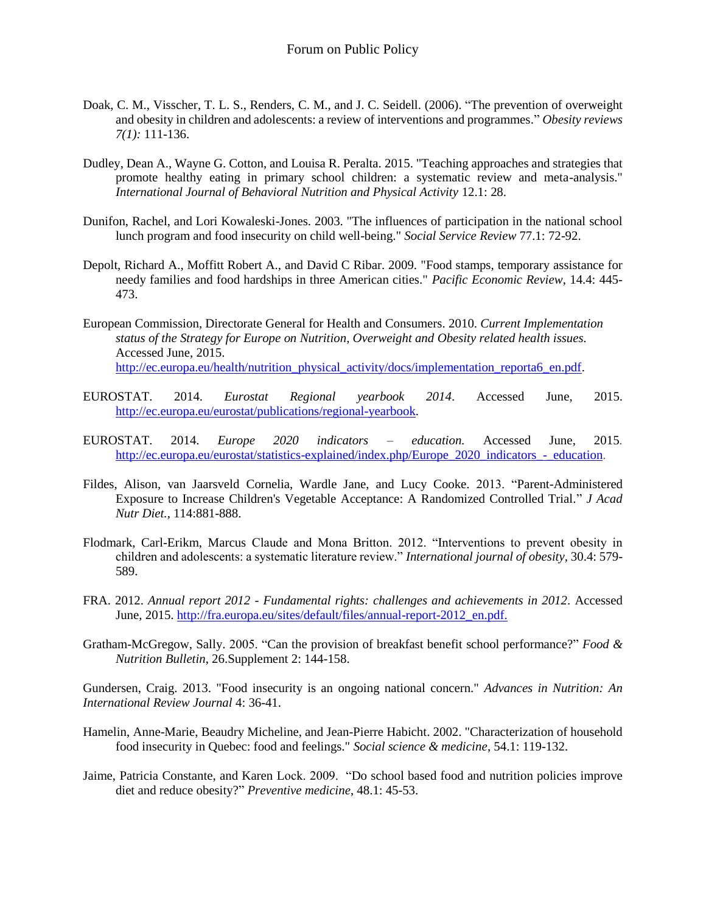Doak, C. M., Visscher, T. L. S., Renders, C. M., and J. C. Seidell. (2006). “The prevention of overweight and obesity in children and adolescents: a review of interventions and programmes.” *Obesity reviews 7(1):* 111-136.

Dudley, Dean A., Wayne G. Cotton, and Louisa R. Peralta. 2015. "Teaching approaches and strategies that promote healthy eating in primary school children: a systematic review and meta-analysis." *International Journal of Behavioral Nutrition and Physical Activity* 12.1: 28.

Dunifon, Rachel, and Lori Kowaleski-Jones. 2003. "The influences of participation in the national school lunch program and food insecurity on child well-being." *Social Service Review* 77.1: 72-92.

Depolt, Richard A., Moffitt Robert A., and David C Ribar. 2009. "Food stamps, temporary assistance for needy families and food hardships in three American cities." *Pacific Economic Review*, 14.4: 445-473.

European Commission, Directorate General for Health and Consumers. 2010. *Current Implementation status of the Strategy for Europe on Nutrition, Overweight and Obesity related health issues.* Accessed June, 2015. http://ec.europa.eu/health/nutrition_physical_activity/docs/implementation_reporta6_en.pdf.

EUROSTAT. 2014. *Eurostat Regional yearbook 2014*. Accessed June, 2015. http://ec.europa.eu/eurostat/publications/regional-yearbook.

EUROSTAT. 2014. *Europe 2020 indicators – education.* Accessed June, 2015. http://ec.europa.eu/eurostat/statistics-explained/index.php/Europe_2020_indicators_-_education.

Fildes, Alison, van Jaarsveld Cornelia, Wardle Jane, and Lucy Cooke. 2013. “Parent-Administered Exposure to Increase Children's Vegetable Acceptance: A Randomized Controlled Trial.” *J Acad Nutr Diet.*, 114:881-888.

Flodmark, Carl-Erikm, Marcus Claude and Mona Britton. 2012. “Interventions to prevent obesity in children and adolescents: a systematic literature review.” *International journal of obesity*, 30.4: 579-589.

FRA. 2012. *Annual report 2012 - Fundamental rights: challenges and achievements in 2012*. Accessed June, 2015. http://fra.europa.eu/sites/default/files/annual-report-2012_en.pdf.

Gratham-McGregow, Sally. 2005. “Can the provision of breakfast benefit school performance?” *Food & Nutrition Bulletin*, 26.Supplement 2: 144-158.

Gundersen, Craig. 2013. "Food insecurity is an ongoing national concern." *Advances in Nutrition: An International Review Journal* 4: 36-41.

Hamelin, Anne-Marie, Beaudry Micheline, and Jean-Pierre Habicht. 2002. "Characterization of household food insecurity in Quebec: food and feelings." *Social science & medicine*, 54.1: 119-132.

Jaime, Patricia Constante, and Karen Lock. 2009. “Do school based food and nutrition policies improve diet and reduce obesity?” *Preventive medicine*, 48.1: 45-53.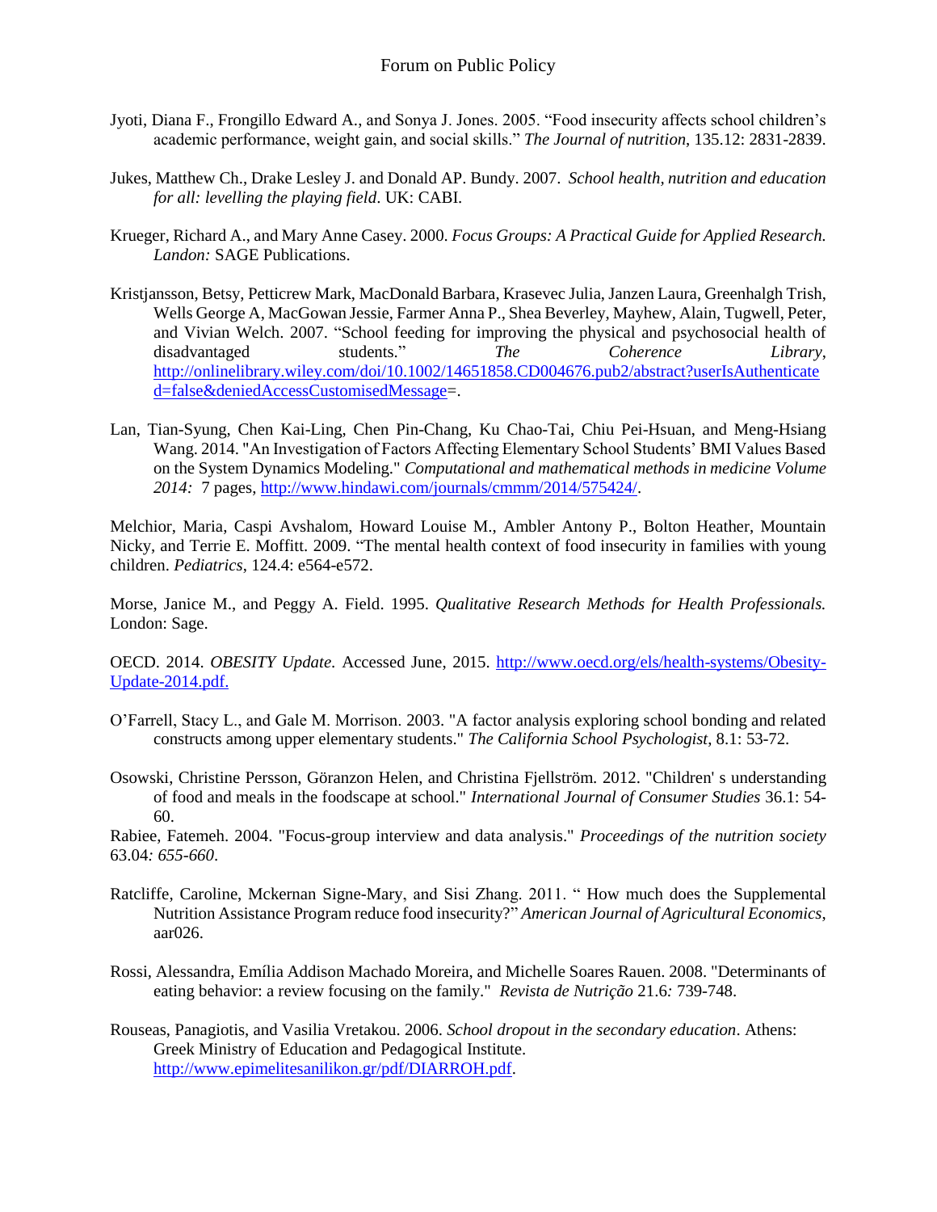Jyoti, Diana F., Frongillo Edward A., and Sonya J. Jones. 2005. “Food insecurity affects school children’s academic performance, weight gain, and social skills.” *The Journal of nutrition*, 135.12: 2831-2839.

Jukes, Matthew Ch., Drake Lesley J. and Donald AP. Bundy. 2007. *School health, nutrition and education for all: levelling the playing field*. UK: CABI.

Krueger, Richard A., and Mary Anne Casey. 2000. *Focus Groups: A Practical Guide for Applied Research. Landon:* SAGE Publications.

Kristjansson, Betsy, Petticrew Mark, MacDonald Barbara, Krasevec Julia, Janzen Laura, Greenhalgh Trish, Wells George A, MacGowan Jessie, Farmer Anna P., Shea Beverley, Mayhew, Alain, Tugwell, Peter, and Vivian Welch. 2007. “School feeding for improving the physical and psychosocial health of disadvantaged students.” *The Coherence Library*, http://onlinelibrary.wiley.com/doi/10.1002/14651858.CD004676.pub2/abstract?userIsAuthenticated=false&deniedAccessCustomisedMessage=.

Lan, Tian-Syung, Chen Kai-Ling, Chen Pin-Chang, Ku Chao-Tai, Chiu Pei-Hsuan, and Meng-Hsiang Wang. 2014. "An Investigation of Factors Affecting Elementary School Students’ BMI Values Based on the System Dynamics Modeling." *Computational and mathematical methods in medicine Volume 2014:* 7 pages, http://www.hindawi.com/journals/cmmm/2014/575424/.

Melchior, Maria, Caspi Avshalom, Howard Louise M., Ambler Antony P., Bolton Heather, Mountain Nicky, and Terrie E. Moffitt. 2009. “The mental health context of food insecurity in families with young children. *Pediatrics*, 124.4: e564-e572.

Morse, Janice M., and Peggy A. Field. 1995. *Qualitative Research Methods for Health Professionals.* London: Sage.

OECD. 2014. *OBESITY Update.* Accessed June, 2015. http://www.oecd.org/els/health-systems/Obesity-Update-2014.pdf.

O’Farrell, Stacy L., and Gale M. Morrison. 2003. "A factor analysis exploring school bonding and related constructs among upper elementary students." *The California School Psychologist*, 8.1: 53-72.

Osowski, Christine Persson, Göranzon Helen, and Christina Fjellström. 2012. "Children' s understanding of food and meals in the foodscape at school." *International Journal of Consumer Studies* 36.1: 54-60.

Rabiee, Fatemeh. 2004. "Focus-group interview and data analysis." *Proceedings of the nutrition society* 63.04*: 655-660*.

Ratcliffe, Caroline, Mckernan Signe-Mary, and Sisi Zhang. 2011. “ How much does the Supplemental Nutrition Assistance Program reduce food insecurity?” *American Journal of Agricultural Economics*, aar026.

Rossi, Alessandra, Emília Addison Machado Moreira, and Michelle Soares Rauen. 2008. "Determinants of eating behavior: a review focusing on the family." *Revista de Nutrição* 21.6*:* 739-748.

Rouseas, Panagiotis, and Vasilia Vretakou. 2006. *School dropout in the secondary education*. Athens: Greek Ministry of Education and Pedagogical Institute. http://www.epimelitesanilikon.gr/pdf/DIARROH.pdf.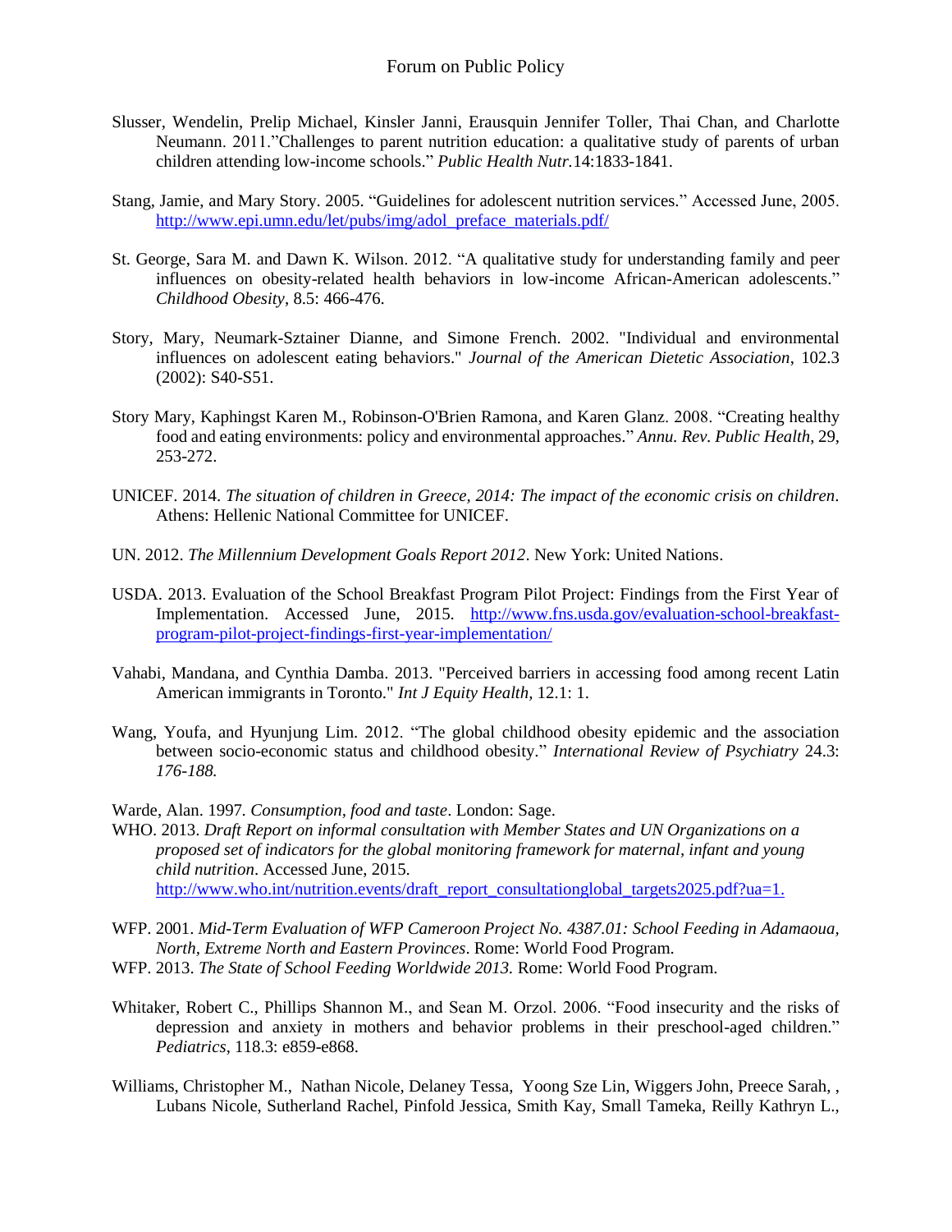Slusser, Wendelin, Prelip Michael, Kinsler Janni, Erausquin Jennifer Toller, Thai Chan, and Charlotte Neumann. 2011."Challenges to parent nutrition education: a qualitative study of parents of urban children attending low-income schools." *Public Health Nutr.*14:1833-1841.

Stang, Jamie, and Mary Story. 2005. "Guidelines for adolescent nutrition services." Accessed June, 2005. http://www.epi.umn.edu/let/pubs/img/adol_preface_materials.pdf/

St. George, Sara M. and Dawn K. Wilson. 2012. "A qualitative study for understanding family and peer influences on obesity-related health behaviors in low-income African-American adolescents." *Childhood Obesity*, 8.5: 466-476.

Story, Mary, Neumark-Sztainer Dianne, and Simone French. 2002. "Individual and environmental influences on adolescent eating behaviors." *Journal of the American Dietetic Association*, 102.3 (2002): S40-S51.

Story Mary, Kaphingst Karen M., Robinson-O'Brien Ramona, and Karen Glanz. 2008. "Creating healthy food and eating environments: policy and environmental approaches." *Annu. Rev. Public Health*, 29, 253-272.

UNICEF. 2014. *The situation of children in Greece, 2014: The impact of the economic crisis on children*. Athens: Hellenic National Committee for UNICEF.

UN. 2012. *The Millennium Development Goals Report 2012*. New York: United Nations.

USDA. 2013. Evaluation of the School Breakfast Program Pilot Project: Findings from the First Year of Implementation. Accessed June, 2015. http://www.fns.usda.gov/evaluation-school-breakfast-program-pilot-project-findings-first-year-implementation/

Vahabi, Mandana, and Cynthia Damba. 2013. "Perceived barriers in accessing food among recent Latin American immigrants in Toronto." *Int J Equity Health,* 12.1: 1.

Wang, Youfa, and Hyunjung Lim. 2012. "The global childhood obesity epidemic and the association between socio-economic status and childhood obesity." *International Review of Psychiatry* 24.3: *176-188.*

Warde, Alan. 1997. *Consumption, food and taste*. London: Sage.

WHO. 2013. *Draft Report on informal consultation with Member States and UN Organizations on a proposed set of indicators for the global monitoring framework for maternal, infant and young child nutrition*. Accessed June, 2015. http://www.who.int/nutrition.events/draft_report_consultationglobal_targets2025.pdf?ua=1.

WFP. 2001. *Mid-Term Evaluation of WFP Cameroon Project No. 4387.01: School Feeding in Adamaoua, North, Extreme North and Eastern Provinces*. Rome: World Food Program.

WFP. 2013. *The State of School Feeding Worldwide 2013.* Rome: World Food Program.

Whitaker, Robert C., Phillips Shannon M., and Sean M. Orzol. 2006. "Food insecurity and the risks of depression and anxiety in mothers and behavior problems in their preschool-aged children." *Pediatrics*, 118.3: e859-e868.

Williams, Christopher M., Nathan Nicole, Delaney Tessa, Yoong Sze Lin, Wiggers John, Preece Sarah, , Lubans Nicole, Sutherland Rachel, Pinfold Jessica, Smith Kay, Small Tameka, Reilly Kathryn L.,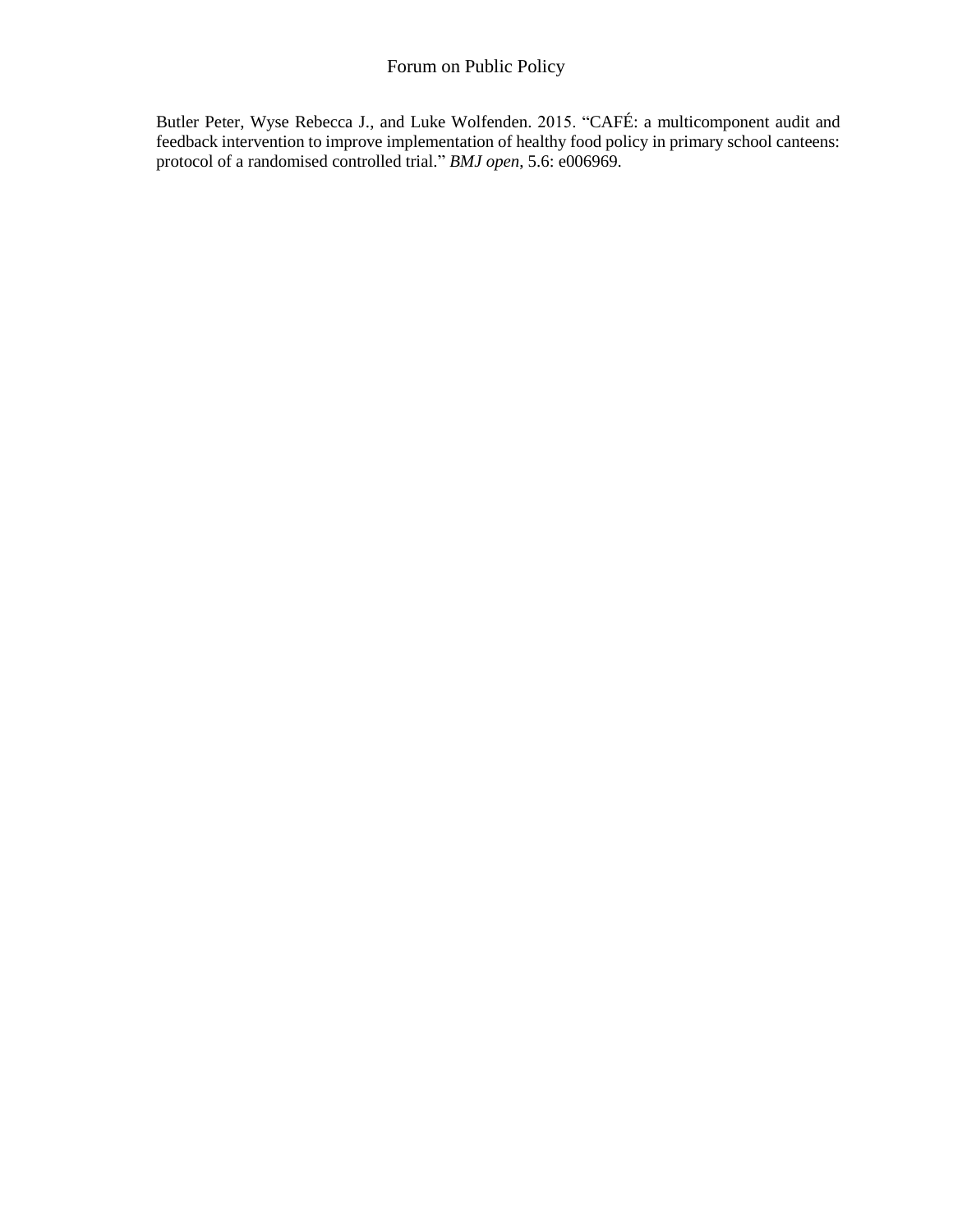Butler Peter, Wyse Rebecca J., and Luke Wolfenden. 2015. "CAFÉ: a multicomponent audit and feedback intervention to improve implementation of healthy food policy in primary school canteens: protocol of a randomised controlled trial." *BMJ open*, 5.6: e006969.